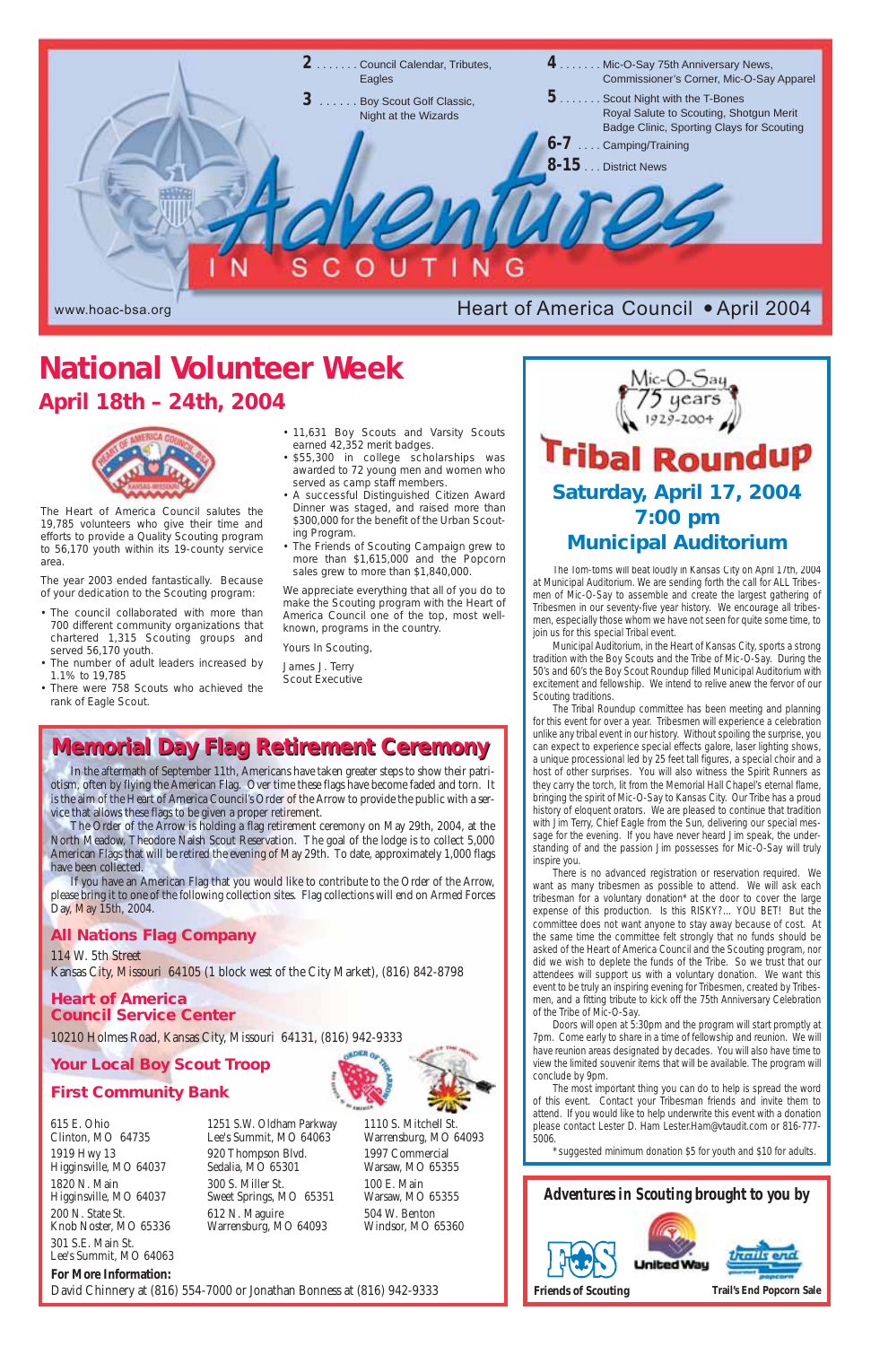# Adventures IN SCOUTING

Heart of America Council • April 2004

www.hoac-bsa.org

- **2** ....... Council Calendar, Tributes, Eagles
- **3** ...... Boy Scout Golf Classic, Night at the Wizards
- **4** ....... Mic-O-Say 75th Anniversary News, Commissioner's Corner, Mic-O-Say Apparel
- **5** ....... Scout Night with the T-Bones, Royal Salute to Scouting, Shotgun Merit Badge Clinic, Sporting Clays for Scouting
- **6-7** .... Camping/Training
- **8-15** ... District News

# National Volunteer Week

## April 18th – 24th, 2004

The Heart of America Council salutes the 19,785 volunteers who give their time and efforts to provide a Quality Scouting program to 56,170 youth within its 19-county service area.

The year 2003 ended fantastically. Because of your dedication to the Scouting program:

- The council collaborated with more than 700 different community organizations that chartered 1,315 Scouting groups and served 56,170 youth.
- The number of adult leaders increased by 1.1% to 19,785
- There were 758 Scouts who achieved the rank of Eagle Scout.
- 11,631 Boy Scouts and Varsity Scouts earned 42,352 merit badges.
- $55,300 in college scholarships was awarded to 72 young men and women who served as camp staff members.
- A successful Distinguished Citizen Award Dinner was staged, and raised more than $300,000 for the benefit of the Urban Scouting Program.
- The Friends of Scouting Campaign grew to more than $1,615,000 and the Popcorn sales grew to more than $1,840,000.

We appreciate everything that all of you do to make the Scouting program with the Heart of America Council one of the top, most well-known, programs in the country.

Yours In Scouting,

James J. Terry
Scout Executive

## Memorial Day Flag Retirement Ceremony

In the aftermath of September 11th, Americans have taken greater steps to show their patriotism, often by flying the American Flag. Over time these flags have become faded and torn. It is the aim of the Heart of America Council's Order of the Arrow to provide the public with a service that allows these flags to be given a proper retirement.

The Order of the Arrow is holding a flag retirement ceremony on May 29th, 2004, at the North Meadow, Theodore Naish Scout Reservation. The goal of the lodge is to collect 5,000 American Flags that will be retired the evening of May 29th. To date, approximately 1,000 flags have been collected.

If you have an American Flag that you would like to contribute to the Order of the Arrow, please bring it to one of the following collection sites. Flag collections will end on Armed Forces Day, May 15th, 2004.

### All Nations Flag Company

114 W. 5th Street
Kansas City, Missouri 64105 (1 block west of the City Market), (816) 842-8798

### Heart of America Council Service Center

10210 Holmes Road, Kansas City, Missouri 64131, (816) 942-9333

### Your Local Boy Scout Troop

### First Community Bank

615 E. Ohio
Clinton, MO 64735

1919 Hwy 13
Higginsville, MO 64037

1820 N. Main
Higginsville, MO 64037

200 N. State St.
Knob Noster, MO 65336

301 S.E. Main St.
Lee's Summit, MO 64063

1251 S.W. Oldham Parkway
Lee's Summit, MO 64063

920 Thompson Blvd.
Sedalia, MO 65301

300 S. Miller St.
Sweet Springs, MO 65351

612 N. Maguire
Warrensburg, MO 64093

1110 S. Mitchell St.
Warrensburg, MO 64093

1997 Commercial
Warsaw, MO 65355

100 E. Main
Warsaw, MO 65355

504 W. Benton
Windsor, MO 65360

**For More Information:**
David Chinnery at (816) 554-7000 or Jonathan Bonness at (816) 942-9333

Mic-O-Say 75 years 1929-2004

# Tribal Roundup

## Saturday, April 17, 2004
## 7:00 pm
## Municipal Auditorium

The Tom-toms will beat loudly in Kansas City on April 17th, 2004 at Municipal Auditorium. We are sending forth the call for ALL Tribesmen of Mic-O-Say to assemble and create the largest gathering of Tribesmen in our seventy-five year history. We encourage all tribesmen, especially those whom we have not seen for quite some time, to join us for this special Tribal event.

Municipal Auditorium, in the Heart of Kansas City, sports a strong tradition with the Boy Scouts and the Tribe of Mic-O-Say. During the 50's and 60's the Boy Scout Roundup filled Municipal Auditorium with excitement and fellowship. We intend to relive anew the fervor of our Scouting traditions.

The Tribal Roundup committee has been meeting and planning for this event for over a year. Tribesmen will experience a celebration unlike any tribal event in our history. Without spoiling the surprise, you can expect to experience special effects galore, laser lighting shows, a unique processional led by 25 feet tall figures, a special choir and a host of other surprises. You will also witness the Spirit Runners as they carry the torch, lit from the Memorial Hall Chapel's eternal flame, bringing the spirit of Mic-O-Say to Kansas City. Our Tribe has a proud history of eloquent orators. We are pleased to continue that tradition with Jim Terry, Chief Eagle from the Sun, delivering our special message for the evening. If you have never heard Jim speak, the understanding of and the passion Jim possesses for Mic-O-Say will truly inspire you.

There is no advanced registration or reservation required. We want as many tribesmen as possible to attend. We will ask each tribesman for a voluntary donation* at the door to cover the large expense of this production. Is this RISKY?... YOU BET! But the committee does not want anyone to stay away because of cost. At the same time the committee felt strongly that no funds should be asked of the Heart of America Council and the Scouting program, nor did we wish to deplete the funds of the Tribe. So we trust that our attendees will support us with a voluntary donation. We want this event to be truly an inspiring evening for Tribesmen, created by Tribesmen, and a fitting tribute to kick off the 75th Anniversary Celebration of the Tribe of Mic-O-Say.

Doors will open at 5:30pm and the program will start promptly at 7pm. Come early to share in a time of fellowship and reunion. We will have reunion areas designated by decades. You will also have time to view the limited souvenir items that will be available. The program will conclude by 9pm.

The most important thing you can do to help is spread the word of this event. Contact your Tribesman friends and invite them to attend. If you would like to help underwrite this event with a donation please contact Lester D. Ham Lester.Ham@vtaudit.com or 816-777-5006.

*suggested minimum donation $5 for youth and $10 for adults.

*Adventures in Scouting brought to you by*

Friends of Scouting — United Way — Trail's End Popcorn Sale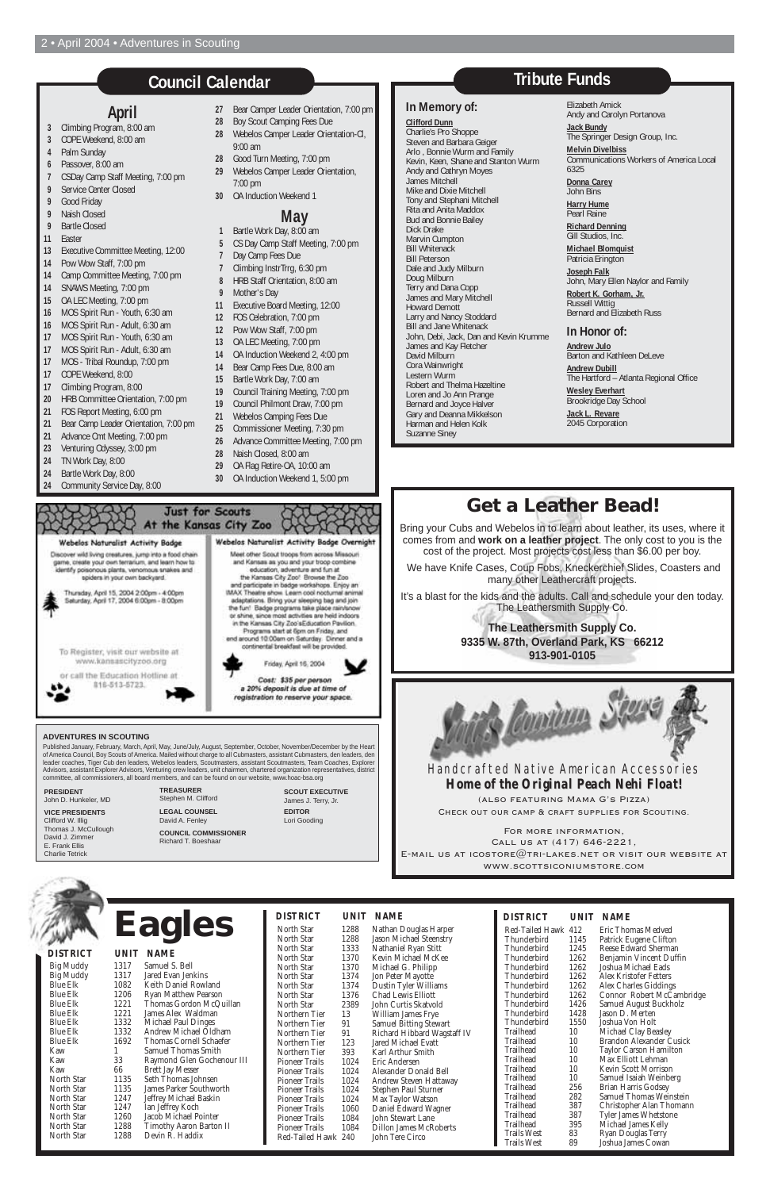## Council Calendar

### April

- 3 Climbing Program, 8:00 am
- 3 COPE Weekend, 8:00 am
- 4 Palm Sunday
- 6 Passover, 8:00 am
- 7 CSDay Camp Staff Meeting, 7:00 pm
- 9 Service Center Closed
- 9 Good Friday
- 9 Naish Closed
- 9 Bartle Closed
- 11 Easter
- 13 Executive Committee Meeting, 12:00
- 14 Pow Wow Staff, 7:00 pm
- 14 Camp Committee Meeting, 7:00 pm
- 14 SNAWS Meeting, 7:00 pm
- 15 OA LEC Meeting, 7:00 pm
- 16 MOS Spirit Run - Youth, 6:30 am
- 16 MOS Spirit Run - Adult, 6:30 am
- 17 MOS Spirit Run - Youth, 6:30 am
- 17 MOS Spirit Run - Adult, 6:30 am
- 17 MOS - Tribal Roundup, 7:00 pm
- 17 COPE Weekend, 8:00
- 17 Climbing Program, 8:00
- 20 HRB Committee Orientation, 7:00 pm
- 21 FOS Report Meeting, 6:00 pm
- 21 Bear Camp Leader Orientation, 7:00 pm
- 21 Advance Cmt Meeting, 7:00 pm
- 23 Venturing Odyssey, 3:00 pm
- 24 TN Work Day, 8:00
- 24 Bartle Work Day, 8:00
- 24 Community Service Day, 8:00
- 27 Bear Camper Leader Orientation, 7:00 pm
- 28 Boy Scout Camping Fees Due
- 28 Webelos Camper Leader Orientation-CI, 9:00 am
- 28 Good Turn Meeting, 7:00 pm
- 29 Webelos Camper Leader Orientation, 7:00 pm
- 30 OA Induction Weekend 1

### May

- 1 Bartle Work Day, 8:00 am
- 5 CS Day Camp Staff Meeting, 7:00 pm
- 7 Day Camp Fees Due
- 7 Climbing InstrTrng, 6:30 pm
- 8 HRB Staff Orientation, 8:00 am
- 9 Mother's Day
- 11 Executive Board Meeting, 12:00
- 12 FOS Celebration, 7:00 pm
- 12 Pow Wow Staff, 7:00 pm
- 13 OA LEC Meeting, 7:00 pm
- 14 OA Induction Weekend 2, 4:00 pm
- 14 Bear Camp Fees Due, 8:00 am
- 15 Bartle Work Day, 7:00 am
- 19 Council Training Meeting, 7:00 pm
- 19 Council Philmont Draw, 7:00 pm
- 21 Webelos Camping Fees Due
- 25 Commissioner Meeting, 7:30 pm
- 26 Advance Committee Meeting, 7:00 pm
- 28 Naish Closed, 8:00 am
- 29 OA Flag Retire-OA, 10:00 am
- 30 OA Induction Weekend 1, 5:00 pm

## Tribute Funds

### In Memory of:

**Clifford Dunn**
Charlie's Pro Shoppe
Steven and Barbara Geiger
Arlo , Bonnie Wurm and Family
Kevin, Keen, Shane and Stanton Wurm
Andy and Cathryn Moyes
James Mitchell
Mike and Dixie Mitchell
Tony and Stephani Mitchell
Rita and Anita Maddox
Bud and Bonnie Bailey
Dick Drake
Marvin Cumpton
Bill Whitenack
Bill Peterson
Dale and Judy Milburn
Doug Milburn
Terry and Dana Copp
James and Mary Mitchell
Howard Demott
Larry and Nancy Stoddard
Bill and Jane Whitenack
John, Debi, Jack, Dan and Kevin Krumme
James and Kay Fletcher
David Milburn
Cora Wainwright
Lestern Wurm
Robert and Thelma Hazeltine
Loren and Jo Ann Prange
Bernard and Joyce Halver
Gary and Deanna Mikkelson
Harman and Helen Kolk
Suzanne Siney

**Elizabeth Amick**
Andy and Carolyn Portanova

**Jack Bundy**
The Springer Design Group, Inc.

**Melvin Divelbiss**
Communications Workers of America Local 6325

**Donna Carey**
John Bins

**Harry Hume**
Pearl Raine

**Richard Denning**
Gill Studios, Inc.

**Michael Blomquist**
Patricia Erington

**Joseph Falk**
John, Mary Ellen Naylor and Family

**Robert K. Gorham, Jr.**
Russell Wittig
Bernard and Elizabeth Russ

### In Honor of:

**Andrew Julo**
Barton and Kathleen DeLeve

**Andrew Dubill**
The Hartford – Atlanta Regional Office

**Wesley Everhart**
Brookridge Day School

**Jack L. Revare**
2045 Corporation

## Just for Scouts At the Kansas City Zoo

**Webelos Naturalist Activity Badge**

Discover wild living creatures, jump into a food chain game, create your own terrarium, and learn how to identify poisonous plants, venomous snakes and spiders in your own backyard.

Thursday, April 15, 2004 2:00pm - 4:00pm
Saturday, April 17, 2004 6:00pm - 8:00pm

To Register, visit our website at www.kansascityzoo.org or call the Education Hotline at 816-513-5723.

**Webelos Naturalist Activity Badge Overnight**

Meet other Scout troops from across Missouri and Kansas as you and your troop combine education, adventure and fun at the Kansas City Zoo! Browse the Zoo and participate in badge workshops. Enjoy an IMAX Theatre show. Learn cool nocturnal animal adaptations. Bring your sleeping bag and join the fun! Badge programs take place rain/snow or shine, since most activities are held indoors in the Kansas City Zoo'sEducation Pavilion. Programs start at 6pm on Friday, and end around 10:00am on Saturday. Dinner and a continental breakfast will be provided.

Friday, April 16, 2004

*Cost: $35 per person*
*a 20% deposit is due at time of registration to reserve your space.*

## Get a Leather Bead!

Bring your Cubs and Webelos in to learn about leather, its uses, where it comes from and **work on a leather project**. The only cost to you is the cost of the project. Most projects cost less than $6.00 per boy.

We have Knife Cases, Coup Fobs, Kneckerchief Slides, Coasters and many other Leathercraft projects.

It's a blast for the kids and the adults. Call and schedule your den today. The Leathersmith Supply Co.

**The Leathersmith Supply Co.**
**9335 W. 87th, Overland Park, KS 66212**
**913-901-0105**

## Scott's Iconium Store

Handcrafted Native American Accessories

***Home of the Original Peach Nehi Float!***

(Also featuring Mama G's Pizza)

Check out our camp & craft supplies for Scouting.

For more information,
Call us at (417) 646-2221,
E-mail us at icostore@tri-lakes.net or visit our website at www.scottsiconiumstore.com

## Adventures in Scouting

Published January, February, March, April, May, June/July, August, September, October, November/December by the Heart of America Council, Boy Scouts of America. Mailed without charge to all Cubmasters, assistant Cubmasters, den leaders, den leader coaches, Tiger Cub den leaders, Webelos leaders, Scoutmasters, assistant Scoutmasters, Team Coaches, Explorer Advisors, assistant Explorer Advisors, Venturing crew leaders, unit chairmen, chartered organization representatives, district committee, all commissioners, all board members, and can be found on our website, www.hoac-bsa.org

**PRESIDENT**
John D. Hunkeler, MD

**VICE PRESIDENTS**
Clifford W. Illig
Thomas J. McCullough
David J. Zimmer
E. Frank Ellis
Charlie Tetrick

**TREASURER**
Stephen M. Clifford

**LEGAL COUNSEL**
David A. Fenley

**COUNCIL COMMISSIONER**
Richard T. Boeshaar

**SCOUT EXECUTIVE**
James J. Terry, Jr.

**EDITOR**
Lori Gooding

## Eagles

| DISTRICT | UNIT | NAME |
|---|---|---|
| Big Muddy | 1317 | Samuel S. Bell |
| Big Muddy | 1317 | Jared Evan Jenkins |
| Blue Elk | 1082 | Keith Daniel Rowland |
| Blue Elk | 1206 | Ryan Matthew Pearson |
| Blue Elk | 1221 | Thomas Gordon McQuillan |
| Blue Elk | 1221 | James Alex Waldman |
| Blue Elk | 1332 | Michael Paul Dinges |
| Blue Elk | 1332 | Andrew Michael Oldham |
| Blue Elk | 1692 | Thomas Cornell Schaefer |
| Kaw | 1 | Samuel Thomas Smith |
| Kaw | 33 | Raymond Glen Gochenour III |
| Kaw | 66 | Brett Jay Messer |
| North Star | 1135 | Seth Thomas Johnsen |
| North Star | 1135 | James Parker Southworth |
| North Star | 1247 | Jeffrey Michael Baskin |
| North Star | 1247 | Ian Jeffrey Koch |
| North Star | 1260 | Jacob Michael Pointer |
| North Star | 1288 | Timothy Aaron Barton II |
| North Star | 1288 | Devin R. Haddix |
| North Star | 1288 | Nathan Douglas Harper |
| North Star | 1288 | Jason Michael Steenstry |
| North Star | 1333 | Nathaniel Ryan Stitt |
| North Star | 1370 | Kevin Michael McKee |
| North Star | 1370 | Michael G. Philipp |
| North Star | 1374 | Jon Peter Mayotte |
| North Star | 1374 | Dustin Tyler Williams |
| North Star | 1376 | Chad Lewis Elliott |
| North Star | 2389 | John Curtis Skatvold |
| Northern Tier | 13 | William James Frye |
| Northern Tier | 91 | Samuel Bitting Stewart |
| Northern Tier | 91 | Richard Hibbard Wagstaff IV |
| Northern Tier | 123 | Jared Michael Evatt |
| Northern Tier | 393 | Karl Arthur Smith |
| Pioneer Trails | 1024 | Eric Andersen |
| Pioneer Trails | 1024 | Alexander Donald Bell |
| Pioneer Trails | 1024 | Andrew Steven Hattaway |
| Pioneer Trails | 1024 | Stephen Paul Sturner |
| Pioneer Trails | 1024 | Max Taylor Watson |
| Pioneer Trails | 1060 | Daniel Edward Wagner |
| Pioneer Trails | 1084 | John Stewart Lane |
| Pioneer Trails | 1084 | Dillon James McRoberts |
| Red-Tailed Hawk | 240 | John Tere Circo |
| Red-Tailed Hawk | 412 | Eric Thomas Medved |
| Thunderbird | 1145 | Patrick Eugene Clifton |
| Thunderbird | 1245 | Reese Edward Sherman |
| Thunderbird | 1262 | Benjamin Vincent Duffin |
| Thunderbird | 1262 | Joshua Michael Eads |
| Thunderbird | 1262 | Alex Kristofer Fetters |
| Thunderbird | 1262 | Alex Charles Giddings |
| Thunderbird | 1262 | Connor Robert McCambridge |
| Thunderbird | 1426 | Samuel August Buckholz |
| Thunderbird | 1428 | Jason D. Merten |
| Thunderbird | 1550 | Joshua Von Holt |
| Trailhead | 10 | Michael Clay Beasley |
| Trailhead | 10 | Brandon Alexander Cusick |
| Trailhead | 10 | Taylor Carson Hamilton |
| Trailhead | 10 | Max Elliott Lehman |
| Trailhead | 10 | Kevin Scott Morrison |
| Trailhead | 10 | Samuel Isaiah Weinberg |
| Trailhead | 256 | Brian Harris Godsey |
| Trailhead | 282 | Samuel Thomas Weinstein |
| Trailhead | 387 | Christopher Alan Thomann |
| Trailhead | 387 | Tyler James Whetstone |
| Trailhead | 395 | Michael James Kelly |
| Trails West | 83 | Ryan Douglas Terry |
| Trails West | 89 | Joshua James Cowan |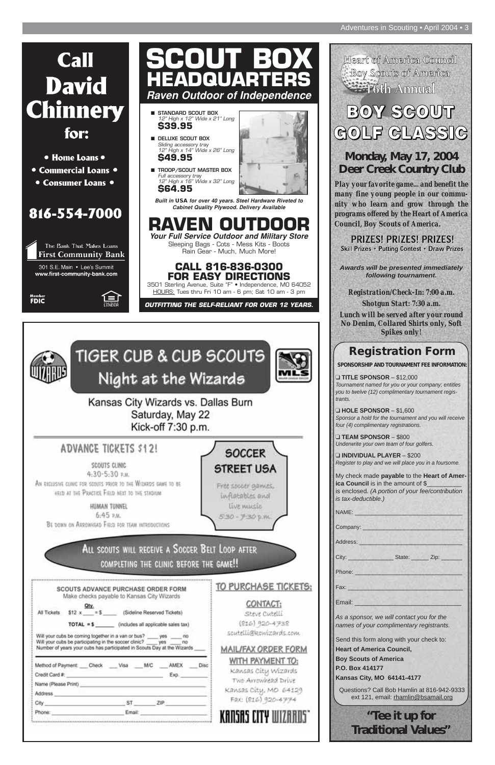# Call David Chinnery for:

- Home Loans
- Commercial Loans
- Consumer Loans

**816-554-7000**

The Bank That Makes Loans
First Community Bank

301 S.E. Main • Lee's Summit
www.first-community-bank.com

Member FDIC

# SCOUT BOX HEADQUARTERS

*Raven Outdoor of Independence*

- **STANDARD SCOUT BOX**
  *12" High x 12" Wide x 21" Long*
  **$39.95**
- **DELUXE SCOUT BOX**
  *Sliding accessory tray*
  *12" High x 14" Wide x 26" Long*
  **$49.95**
- **TROOP/SCOUT MASTER BOX**
  *Full accessory tray*
  *12" High x 16" Wide x 32" Long*
  **$64.95**

***Built in USA for over 40 years. Steel Hardware Riveted to Cabinet Quality Plywood. Delivery Available***

# RAVEN OUTDOOR

***Your Full Service Outdoor and Military Store***

Sleeping Bags - Cots - Mess Kits - Boots
Rain Gear - Much, Much More!

**CALL 816-836-0300 FOR EASY DIRECTIONS**

3501 Sterling Avenue, Suite "F" • Independence, MO 64052
HOURS: Tues thru Fri 10 am - 6 pm; Sat 10 am - 3 pm

***OUTFITTING THE SELF-RELIANT FOR OVER 12 YEARS.***

# TIGER CUB & CUB SCOUTS Night at the Wizards

Kansas City Wizards vs. Dallas Burn
Saturday, May 22
Kick-off 7:30 p.m.

## ADVANCE TICKETS $12!

SCOUTS CLINIC
4:30-5:30 P.M.
AN EXCLUSIVE CLINIC FOR SCOUTS PRIOR TO THE WIZARDS GAME TO BE HELD AT THE PRACTICE FIELD NEXT TO THE STADIUM

HUMAN TUNNEL
6:45 P.M.
BE DOWN ON ARROWHEAD FIELD FOR TEAM INTRODUCTIONS

**SOCCER STREET USA**
Free soccer games, inflatables and live music
5:30 - 7:30 p.m.

**ALL SCOUTS WILL RECEIVE A SOCCER BELT LOOP AFTER COMPLETING THE CLINIC BEFORE THE GAME!!**

### SCOUTS ADVANCE PURCHASE ORDER FORM

Make checks payable to Kansas City Wizards

All Tickets $12 x ____ = $ ____ (Sideline Reserved Tickets) Qty.

TOTAL = $ ______ (includes all applicable sales tax)

Will your cubs be coming together in a van or bus? ___ yes ___ no
Will your cubs be participating in the soccer clinic? ___ yes ___ no
Number of years your cubs has participated in Scouts Day at the Wizards ____

Method of Payment: ___ Check ___ Visa ___ M/C ___ AMEX ___ Disc
Credit Card #: ________________ Exp. ______
Name (Please Print) ________________
Address ________________
City ________ ST ______ ZIP ______
Phone: ________ Email: ________

### TO PURCHASE TICKETS:

**CONTACT:**
Steve Cutelli
(816) 920-4738
scutelli@kcwizards.com

**MAIL/FAX ORDER FORM WITH PAYMENT TO:**
Kansas City Wizards
Two Arrowhead Drive
Kansas City, MO 64129
Fax: (816) 920-4774

KANSAS CITY WIZARDS

Heart of America Council
Boy Scouts of America
16th Annual

# BOY SCOUT GOLF CLASSIC

## Monday, May 17, 2004 Deer Creek Country Club

**Play your favorite game... and benefit the many fine young people in our community who learn and grow through the programs offered by the Heart of America Council, Boy Scouts of America.**

**PRIZES! PRIZES! PRIZES!**
**Skill Prizes • Putting Contest • Draw Prizes**

***Awards will be presented immediately following tournament.***

**Registration/Check-In: 7:00 a.m.**
**Shotgun Start: 7:30 a.m.**
**Lunch will be served after your round**
**No Denim, Collared Shirts only, Soft Spikes only!**

## Registration Form

**SPONSORSHIP AND TOURNAMENT FEE INFORMATION:**

❑ **TITLE SPONSOR** – $12,000
*Tournament named for you or your company; entitles you to twelve (12) complimentary tournament registrants.*

❑ **HOLE SPONSOR** – $1,600
*Sponsor a hold for the tournament and you will receive four (4) complimentary registrations.*

❑ **TEAM SPONSOR** – $800
*Underwrite your own team of four golfers.*

❑ **INDIVIDUAL PLAYER** – $200
*Register to play and we will place you in a foursome.*

My check made **payable** to the **Heart of America Council** is in the amount of $__________ is enclosed. *(A portion of your fee/contribution is tax-deductible.)*

NAME: ________________
Company: ________________
Address: ________________
City: __________ State: ______ Zip: ______
Phone: ________________
Fax: ________________
Email: ________________

*As a sponsor, we will contact you for the names of your complimentary registrants.*

Send this form along with your check to:
**Heart of America Council,**
**Boy Scouts of America**
**P.O. Box 414177**
**Kansas City, MO 64141-4177**

Questions? Call Bob Hamlin at 816-942-9333 ext 121, email: rhamlin@bsamail.org

**"Tee it up for Traditional Values"**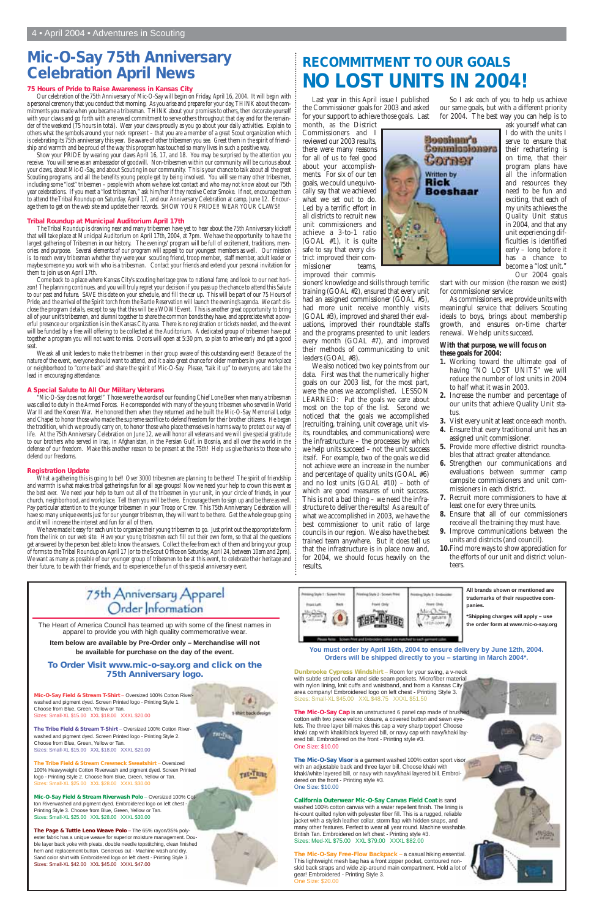# Mic-O-Say 75th Anniversary Celebration April News

### 75 Hours of Pride to Raise Awareness in Kansas City

Our celebration of the 75th Anniversary of Mic-O-Say will begin on Friday, April 16, 2004. It will begin with a personal ceremony that you conduct that morning. As you arise and prepare for your day, THINK about the commitments you made when you became a tribesman. THINK about your promises to others, then decorate yourself with your claws and go forth with a renewed commitment to serve others throughout that day and for the remainder of the weekend (75 hours in total). Wear your claws proudly as you go about your daily activities. Explain to others what the symbols around your neck represent – that you are a member of a great Scout organization which is celebrating its 75th anniversary this year. Be aware of other tribesmen you see. Greet them in the spirit of friendship and warmth and be proud of the way this program has touched so many lives in such a positive way.

Show your PRIDE by wearing your claws April 16, 17, and 18. You may be surprised by the attention you receive. You will serve as an ambassador of goodwill. Non-tribesmen within our community will be curious about your claws, about Mic-O-Say, and about Scouting in our community. This is your chance to talk about all the great Scouting programs, and all the benefits young people get by being involved. You will see many other tribesmen, including some "lost" tribesmen – people with whom we have lost contact and who may not know about our 75th year celebrations. If you meet a "lost tribesman," ask him/her if they receive Cedar Smoke. If not, encourage them to attend the Tribal Roundup on Saturday, April 17, and our Anniversary Celebration at camp, June 12. Encourage them to get on the web site and update their records. SHOW YOUR PRIDE!! WEAR YOUR CLAWS!!

### Tribal Roundup at Municipal Auditorium April 17th

The Tribal Roundup is drawing near and many tribesmen have yet to hear about the 75th Anniversary kickoff that will take place at Municipal Auditorium on April 17th, 2004, at 7pm. We have the opportunity to have the largest gathering of Tribesmen in our history. The evenings' program will be full of excitement, traditions, memories and purpose. Several elements of our program will appeal to our youngest members as well. Our mission is to reach every tribesman whether they were your scouting friend, troop member, staff member, adult leader or maybe someone you work with who is a tribesman. Contact your friends and extend your personal invitation for them to join us on April 17th.

Come back to a place where Kansas City's scouting heritage grew to national fame, and look to our next horizon! The planning continues, and you will truly regret your decision if you pass up the chance to attend this Salute to our past and future. SAVE this date on your schedule, and fill the car up. This will be part of our 75 Hours of Pride, and the arrival of the Spirit torch from the Bartle Reservation will launch the evening's agenda. We can't disclose the program details, except to say that this will be a WOW! Event. This is another great opportunity to bring all of your unit's tribesmen, and alumni together to share the common bonds they have, and appreciate what a powerful presence our organization is in the Kansas City area. There is no registration or tickets needed, and the event will be funded by a free will offering to be collected at the Auditorium. A dedicated group of tribesmen have put together a program you will not want to miss. Doors will open at 5:30 pm, so plan to arrive early and get a good seat.

We ask all unit leaders to make the tribesmen in their group aware of this outstanding event! Because of the nature of the event, everyone should want to attend, and it a also great chance for older members in your workplace or neighborhood to "come back" and share the spirit of Mic-O-Say. Please, "talk it up" to everyone, and take the lead in encouraging attendance.

### A Special Salute to All Our Military Veterans

"Mic-O-Say does not forget!" Those were the words of our founding Chief Lone Bear when many a tribesman was called to duty in the Armed Forces. He corresponded with many of the young tribesmen who served in World War II and the Korean War. He honored them when they returned and he built the Mic-O-Say Memorial Lodge and Chapel to honor those who made the supreme sacrifice to defend freedom for their brother citizens. He began the tradition, which we proudly carry on, to honor those who place themselves in harms way to protect our way of life. At the 75th Anniversary Celebration on June 12, we will honor all veterans and we will give special gratitude to our brothers who served in Iraq, in Afghanistan, in the Persian Gulf, in Bosnia, and all over the world in the defense of our freedom. Make this another reason to be present at the 75th! Help us give thanks to those who defend our freedoms.

### Registration Update

What a gathering this is going to be!! Over 3000 tribesmen are planning to be there! The spirit of friendship and warmth is what makes tribal gatherings fun for all age groups! Now we need your help to crown this event as the best ever. We need your help to turn out all of the tribesmen in your unit, in your circle of friends, in your church, neighborhood, and workplace. Tell them you will be there. Encourage them to sign up and be there as well. Pay particular attention to the younger tribesmen in your Troop or Crew. This 75th Anniversary Celebration will have so many unique events just for our younger tribesmen, they will want to be there. Get the whole group going and it will increase the interest and fun for all of them.

We have made it easy for each unit to organize their young tribesmen to go. Just print out the appropriate form from the link on our web site. Have your young tribesmen each fill out their own form, so that all the questions get answered by the person best able to know the answers. Collect the fee from each of them and bring your group of forms to the Tribal Roundup on April 17 (or to the Scout Office on Saturday, April 24, between 10am and 2pm). We want as many as possible of our younger group of tribesmen to be at this event, to celebrate their heritage and their future, to be with their friends, and to experience the fun of this special anniversary event.

# RECOMMITMENT TO OUR GOALS
# NO LOST UNITS IN 2004!

**Booshaar's Commissioners Corner**
Written by **Rick Booshaar**

Last year in this April issue I published the Commissioner goals for 2003 and asked for your support to achieve those goals. Last month, as the District Commissioners and I reviewed our 2003 results, there were many reasons for all of us to feel good about your accomplishments. For six of our ten goals, we could unequivocally say that we achieved what we set out to do. Led by a terrific effort in all districts to recruit new unit commissioners and achieve a 3-to-1 ratio (GOAL #1), it is quite safe to say that every district improved their commissioner teams, improved their commissioners' knowledge and skills through terrific training (GOAL #2), ensured that every unit had an assigned commissioner (GOAL #5), had more unit receive monthly visits (GOAL #3), improved and shared their evaluations, improved their roundtable staffs and the programs presented to unit leaders every month (GOAL #7), and improved their methods of communicating to unit leaders (GOAL #8).

We also noticed two key points from our data. First was that the numerically higher goals on our 2003 list, for the most part, were the ones we accomplished. LESSON LEARNED: Put the goals we care about most on the top of the list. Second we noticed that the goals we accomplished (recruiting, training, unit coverage, unit visits, roundtables, and communications) were the infrastructure – the processes by which we help units succeed – not the unit success itself. For example, two of the goals we did not achieve were an increase in the number and percentage of quality units (GOAL #6) and no lost units (GOAL #10) – both of which are good measures of unit success. This is not a bad thing – we need the infrastructure to deliver the results! As a result of what we accomplished in 2003, we have the best commissioner to unit ratio of large councils in our region. We also have the best trained team anywhere. But it does tell us that the infrastructure is in place now and, for 2004, we should focus heavily on the results.

So I ask each of you to help us achieve our same goals, but with a different priority for 2004. The best way you can help is to ask yourself what can I do with the units I serve to ensure that their rechartering is on time, that their program plans have all the information and resources they need to be fun and exciting, that each of my units achieves the Quality Unit status in 2004, and that any unit experiencing difficulties is identified early – long before it has a chance to become a "lost unit."

Our 2004 goals start with our mission (the reason we exist) for commissioner service:

As commissioners, we provide units with meaningful service that delivers Scouting ideals to boys, brings about membership growth, and ensures on-time charter renewal. We help units succeed.

**With that purpose, we will focus on these goals for 2004:**

1. Working toward the ultimate goal of having "NO LOST UNITS" we will reduce the number of lost units in 2004 to half what it was in 2003.
2. Increase the number and percentage of our units that achieve Quality Unit status.
3. Visit every unit at least once each month.
4. Ensure that every traditional unit has an assigned unit commissioner.
5. Provide more effective district roundtables that attract greater attendance.
6. Strengthen our communications and evaluations between summer camp campsite commissioners and unit commissioners in each district.
7. Recruit more commissioners to have at least one for every three units.
8. Ensure that all of our commissioners receive all the training they must have.
9. Improve communications between the units and districts (and council).
10. Find more ways to show appreciation for the efforts of our unit and district volunteers.

# 75th Anniversary Apparel Order Information

The Heart of America Council has teamed up with some of the finest names in apparel to provide you with high quality commemorative wear.

**Item below are available by Pre-Order only – Merchandise will not be available for purchase on the day of the event.**

## To Order Visit www.mic-o-say.org and click on the 75th Anniversary logo.

| Printing Style 1 - Screen Print | Printing Style 2 - Screen Print | Printing Style 3 - Embroider |
|---|---|---|
| Front Left / Back | Front Only | Front Only |

Please Note: Screen Print and Embroidery colors are matched to each garment color.

All brands shown or mentioned are trademarks of their respective companies.

*Shipping charges will apply – use the order form at www.mic-o-say.org

**You must order by April 16th, 2004 to ensure delivery by June 12th, 2004. Orders will be shipped directly to you – starting in March 2004*.**

**Mic-O-Say Field & Stream T-Shirt** – Oversized 100% Cotton River-washed and pigment dyed. Screen Printed logo - Printing Style 1. Choose from Blue, Green, Yellow or Tan.
Sizes: Small-XL $15.00 XXL $18.00 XXXL $20.00

t-shirt back design

**The Tribe Field & Stream T-Shirt** – Oversized 100% Cotton River-washed and pigment dyed. Screen Printed logo - Printing Style 2. Choose from Blue, Green, Yellow or Tan.
Sizes: Small-XL $15.00 XXL $18.00 XXXL $20.00

**The Tribe Field & Stream Crewneck Sweatshirt** – Oversized 100% Heavyweight Cotton Riverwash and pigment dyed. Screen Printed logo - Printing Style 2. Choose from Blue, Green, Yellow or Tan.
Sizes: Small-XL $25.00 XXL $28.00 XXXL $30.00

**Mic-O-Say Field & Stream Riverwash Polo** – Oversized 100% Cotton Riverwashed and pigment dyed. Embroidered logo on left chest - Printing Style 3. Choose from Blue, Green, Yellow or Tan.
Sizes: Small-XL $25.00 XXL $28.00 XXXL $30.00

**The Page & Tuttle Leno Weave Polo** – The 65% rayon/35% polyester fabric has a unique weave for superior moisture management. Double layer back yoke with pleats, double needle topstitching, clean finished hem and replacement button. Generous cut - Machine wash and dry. Sand color shirt with Embroidered logo on left chest - Printing Style 3.
Sizes: Small-XL $42.00 XXL $45.00 XXXL $47.00

**Dunbrooke Cypress Windshirt** – Room for your swing, a v-neck with subtle striped collar and side seam pockets. Microfiber material with nylon lining, knit cuffs and waistband, and from a Kansas City area company! Embroidered logo on left chest - Printing Style 3.
Sizes: Small-XL $45.00 XXL $48.75 XXXL $51.50

**The Mic-O-Say Cap** is an unstructured 6 panel cap made of brushed cotton with two piece velcro closure, a covered button and sewn eyelets. The three layer bill makes this cap a very sharp topper! Choose khaki cap with khaki/black layered bill, or navy cap with navy/khaki layered bill. Embroidered on the front - Printing style #3.
One Size: $10.00

**The Mic-O-Say Visor** is a garment washed 100% cotton sport visor with an adjustable back and three layer bill. Choose khaki with khaki/white layered bill, or navy with navy/khaki layered bill. Embroidered on the front - Printing style #3.
One Size: $10.00

**California Outerwear Mic-O-Say Canvas Field Coat** is sand washed 100% cotton canvas with a water repellent finish. The lining is hi-count quilted nylon with polyester fiber fill. This is a rugged, reliable jacket with a stylish leather collar, storm flap with hidden snaps, and many other features. Perfect to wear all year round. Machine washable. British Tan. Embroidered on left chest - Printing style #3.
Sizes: Med-XL $75.00 XXL $79.00 XXXL $82.00

**The Mic-O-Say Free-Flow Backpack** – a casual hiking essential. This lightweight mesh bag has a front zipper pocket, contoured non-skid back straps and wide zip-around main compartment. Hold a lot of gear! Embroidered - Printing Style 3.
One Size: $20.00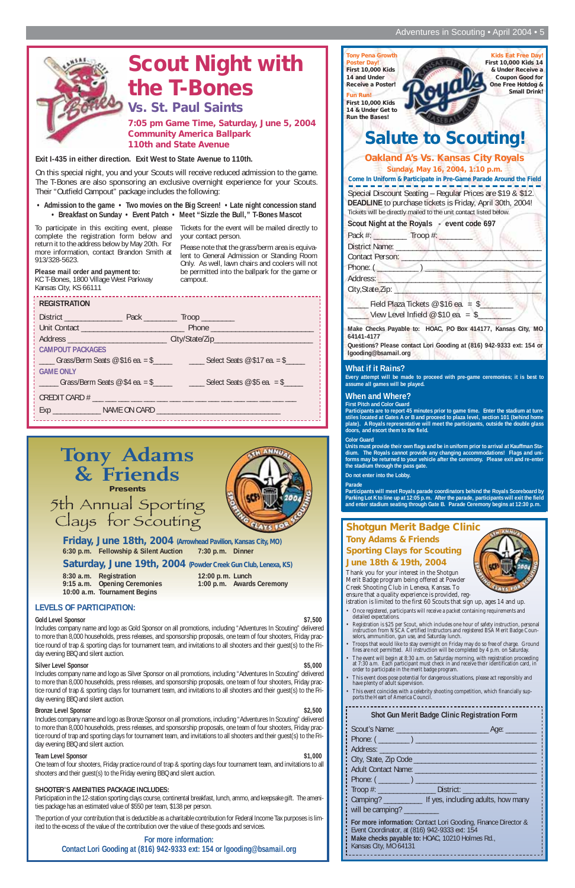# Scout Night with the T-Bones

## Vs. St. Paul Saints

**7:05 pm Game Time, Saturday, June 5, 2004**
**Community America Ballpark**
**110th and State Avenue**

**Exit I-435 in either direction. Exit West to State Avenue to 110th.**

On this special night, you and your Scouts will receive reduced admission to the game. The T-Bones are also sponsoring an exclusive overnight experience for your Scouts. Their "Outfield Campout" package includes the following:

- **Admission to the game** • **Two movies on the Big Screen!** • **Late night concession stand**
- **Breakfast on Sunday** • **Event Patch** • **Meet "Sizzle the Bull," T-Bones Mascot**

To participate in this exciting event, please complete the registration form below and return it to the address below by May 20th. For more information, contact Brandon Smith at 913/328-5623.

**Please mail order and payment to:**
KC T-Bones, 1800 Village West Parkway
Kansas City, KS 66111

Tickets for the event will be mailed directly to your contact person.

Please note that the grass/berm area is equivalent to General Admission or Standing Room Only. As well, lawn chairs and coolers will not be permitted into the ballpark for the game or campout.

**REGISTRATION**

District ______________ Pack ________ Troop ________
Unit Contact ______________________ Phone ________________________
Address ____________________ City/State/Zip_______________________

CAMPOUT PACKAGES
____ Grass/Berm Seats @ $16 ea. = $_____ ____ Select Seats @ $17 ea. = $_____

GAME ONLY
_____ Grass/Berm Seats @ $4 ea. = $_____ ____ Select Seats @ $5 ea. = $_____

CREDIT CARD # ___ ___ ___ ___ ___ ___ ___ ___ ___ ___ ___ ___ ___ ___ ___ ___

Exp ____________ NAME ON CARD ______________________________

---

# Tony Adams & Friends

**Presents**

## 5th Annual Sporting Clays for Scouting

**Friday, June 18th, 2004** (Arrowhead Pavilion, Kansas City, MO)
**6:30 p.m.** Fellowship & Silent Auction **7:30 p.m.** Dinner

**Saturday, June 19th, 2004** (Powder Creek Gun Club, Lenexa, KS)
**8:30 a.m.** Registration
**9:15 a.m.** Opening Ceremonies
**10:00 a.m.** Tournament Begins
**12:00 p.m.** Lunch
**1:00 p.m.** Awards Ceremony

### LEVELS OF PARTICIPATION:

**Gold Level Sponsor** **$7,500**
Includes company name and logo as Gold Sponsor on all promotions, including "Adventures In Scouting" delivered to more than 8,000 households, press releases, and sponsorship proposals, one team of four shooters, Friday practice round of trap & sporting clays for tournament team, and invitations to all shooters and their guest(s) to the Friday evening BBQ and silent auction.

**Silver Level Sponsor** **$5,000**
Includes company name and logo as Silver Sponsor on all promotions, including "Adventures In Scouting" delivered to more than 8,000 households, press releases, and sponsorship proposals, one team of four shooters, Friday practice round of trap & sporting clays for tournament team, and invitations to all shooters and their guest(s) to the Friday evening BBQ and silent auction.

**Bronze Level Sponsor** **$2,500**
Includes company name and logo as Bronze Sponsor on all promotions, including "Adventures In Scouting" delivered to more than 8,000 households, press releases, and sponsorship proposals, one team of four shooters, Friday practice round of trap and sporting clays for tournament team, and invitations to all shooters and their guest(s) to the Friday evening BBQ and silent auction.

**Team Level Sponsor** **$1,000**
One team of four shooters, Friday practice round of trap & sporting clays four tournament team, and invitations to all shooters and their guest(s) to the Friday evening BBQ and silent auction.

**SHOOTER'S AMENITIES PACKAGE INCLUDES:**
Participation in the 12-station sporting clays course, continental breakfast, lunch, ammo, and keepsake gift. The amenities package has an estimated value of $550 per team, $138 per person.

The portion of your contribution that is deductible as a charitable contribution for Federal Income Tax purposes is limited to the excess of the value of the contribution over the value of these goods and services.

**For more information:**
**Contact Lori Gooding at (816) 942-9333 ext: 154 or lgooding@bsamail.org**

---

**Tony Pena Growth Poster Day!** First 10,000 Kids 14 and Under Receive a Poster!

**Fun Run!** First 10,000 Kids 14 & Under Get to Run the Bases!

**Kids Eat Free Day!** First 10,000 Kids 14 & Under Receive a Coupon Good for One Free Hotdog & Small Drink!

# Salute to Scouting!

## Oakland A's Vs. Kansas City Royals

**Sunday, May 16, 2004, 1:10 p.m.**

**Come In Uniform & Participate In Pre-Game Parade Around the Field**

Special Discount Seating – Regular Prices are $19 & $12.
**DEADLINE** to purchase tickets is Friday, April 30th, 2004!
Tickets will be directly mailed to the unit contact listed below.

**Scout Night at the Royals - event code 697**

Pack #: ________ Troop #: ________
District Name: ______________________________
Contact Person: ______________________________
Phone: ( ________ ) ___________________________
Address: ____________________________________
City,State,Zip: _______________________________

_____ Field Plaza Tickets @ $16 ea. = $________
_____ View Level Infield @ $10 ea. = $________

**Make Checks Payable to: HOAC, PO Box 414177, Kansas City, MO 64141-4177**

**Questions? Please contact Lori Gooding at (816) 942-9333 ext: 154 or lgooding@bsamail.org**

### What if it Rains?

**Every attempt will be made to proceed with pre-game ceremonies; it is best to assume all games will be played.**

### When and Where?

**First Pitch and Color Guard**
**Participants are to report 45 minutes prior to game time. Enter the stadium at turnstiles located at Gates A or B and proceed to plaza level, section 101 (behind home plate). A Royals representative will meet the participants, outside the double glass doors, and escort them to the field.**

**Color Guard**
**Units must provide their own flags and be in uniform prior to arrival at Kauffman Stadium. The Royals cannot provide any changing accommodations! Flags and uniforms may be returned to your vehicle after the ceremony. Please exit and re-enter the stadium through the pass gate.**

**Do not enter into the Lobby.**

**Parade**
**Participants will meet Royals parade coordinators behind the Royals Scoreboard by Parking Lot K to line up at 12:05 p.m. After the parade, participants will exit the field and enter stadium seating through Gate B. Parade Ceremony begins at 12:30 p.m.**

---

# Shotgun Merit Badge Clinic

## Tony Adams & Friends Sporting Clays for Scouting June 18th & 19th, 2004

Thank you for your interest in the Shotgun Merit Badge program being offered at Powder Creek Shooting Club in Lenexa, Kansas. To ensure that a quality experience is provided, registration is limited to the first 60 Scouts that sign up, ages 14 and up.

- Once registered, participants will receive a packet containing requirements and detailed expectations.
- Registration is $25 per Scout, which includes one hour of safety instruction, personal instruction from NSCA Certified Instructors and registered BSA Merit Badge Counselors, ammunition, gun use, and Saturday lunch.
- Troops that would like to stay overnight on Friday may do so free of charge. Ground fires are not permitted. All instruction will be completed by 4 p.m. on Saturday.
- The event will begin at 8:30 a.m. on Saturday morning, with registration proceeding at 7:30 a.m. Each participant must check in and receive their identification card, in order to participate in the merit badge program.
- This event does pose potential for dangerous situations, please act responsibly and have plenty of adult supervision.
- This event coincides with a celebrity shooting competition, which financially supports the Heart of America Council.

**Shot Gun Merit Badge Clinic Registration Form**

Scout's Name: ___________________________ Age: ________
Phone: ( ________ ) ______________________________
Address: _________________________________________
City, State, Zip Code _______________________________
Adult Contact Name: _______________________________
Phone: ( ________ ) ______________________________
Troop #: ______________ District: ______________
Camping? __________ If yes, including adults, how many will be camping? ________

**For more information:** Contact Lori Gooding, Finance Director & Event Coordinator, at (816) 942-9333 ext: 154
**Make checks payable to:** HOAC, 10210 Holmes Rd., Kansas City, MO 64131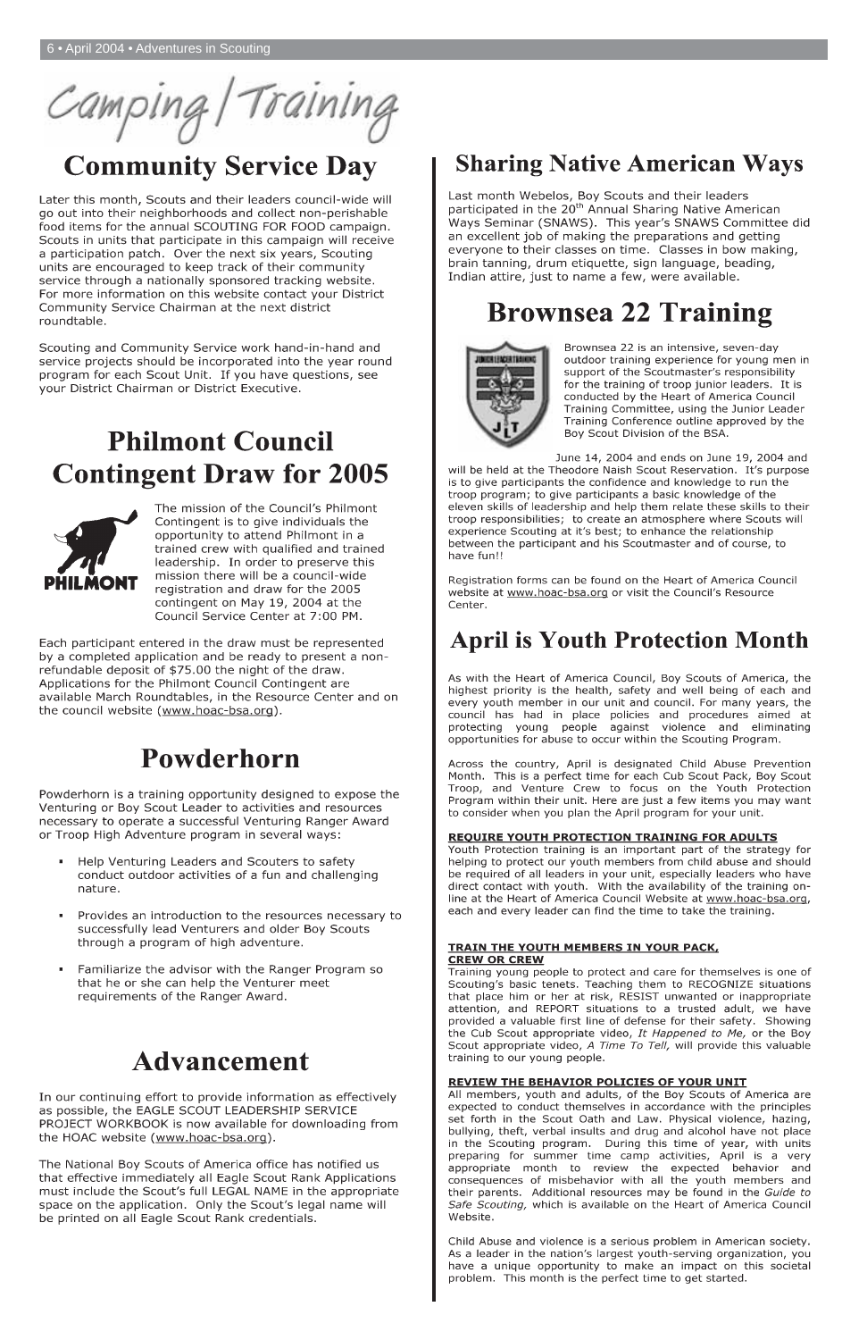# Camping/Training

## Community Service Day

Later this month, Scouts and their leaders council-wide will go out into their neighborhoods and collect non-perishable food items for the annual SCOUTING FOR FOOD campaign. Scouts in units that participate in this campaign will receive a participation patch. Over the next six years, Scouting units are encouraged to keep track of their community service through a nationally sponsored tracking website. For more information on this website contact your District Community Service Chairman at the next district roundtable.

Scouting and Community Service work hand-in-hand and service projects should be incorporated into the year round program for each Scout Unit. If you have questions, see your District Chairman or District Executive.

## Philmont Council Contingent Draw for 2005

The mission of the Council's Philmont Contingent is to give individuals the opportunity to attend Philmont in a trained crew with qualified and trained leadership. In order to preserve this mission there will be a council-wide registration and draw for the 2005 contingent on May 19, 2004 at the Council Service Center at 7:00 PM.

Each participant entered in the draw must be represented by a completed application and be ready to present a non-refundable deposit of $75.00 the night of the draw. Applications for the Philmont Council Contingent are available March Roundtables, in the Resource Center and on the council website (www.hoac-bsa.org).

## Powderhorn

Powderhorn is a training opportunity designed to expose the Venturing or Boy Scout Leader to activities and resources necessary to operate a successful Venturing Ranger Award or Troop High Adventure program in several ways:

- Help Venturing Leaders and Scouters to safety conduct outdoor activities of a fun and challenging nature.
- Provides an introduction to the resources necessary to successfully lead Venturers and older Boy Scouts through a program of high adventure.
- Familiarize the advisor with the Ranger Program so that he or she can help the Venturer meet requirements of the Ranger Award.

## Advancement

In our continuing effort to provide information as effectively as possible, the EAGLE SCOUT LEADERSHIP SERVICE PROJECT WORKBOOK is now available for downloading from the HOAC website (www.hoac-bsa.org).

The National Boy Scouts of America office has notified us that effective immediately all Eagle Scout Rank Applications must include the Scout's full LEGAL NAME in the appropriate space on the application. Only the Scout's legal name will be printed on all Eagle Scout Rank credentials.

## Sharing Native American Ways

Last month Webelos, Boy Scouts and their leaders participated in the 20th Annual Sharing Native American Ways Seminar (SNAWS). This year's SNAWS Committee did an excellent job of making the preparations and getting everyone to their classes on time. Classes in bow making, brain tanning, drum etiquette, sign language, beading, Indian attire, just to name a few, were available.

## Brownsea 22 Training

Brownsea 22 is an intensive, seven-day outdoor training experience for young men in support of the Scoutmaster's responsibility for the training of troop junior leaders. It is conducted by the Heart of America Council Training Committee, using the Junior Leader Training Conference outline approved by the Boy Scout Division of the BSA.

June 14, 2004 and ends on June 19, 2004 and will be held at the Theodore Naish Scout Reservation. It's purpose is to give participants the confidence and knowledge to run the troop program; to give participants a basic knowledge of the eleven skills of leadership and help them relate these skills to their troop responsibilities; to create an atmosphere where Scouts will experience Scouting at it's best; to enhance the relationship between the participant and his Scoutmaster and of course, to have fun!!

Registration forms can be found on the Heart of America Council website at www.hoac-bsa.org or visit the Council's Resource Center.

## April is Youth Protection Month

As with the Heart of America Council, Boy Scouts of America, the highest priority is the health, safety and well being of each and every youth member in our unit and council. For many years, the council has had in place policies and procedures aimed at protecting young people against violence and eliminating opportunities for abuse to occur within the Scouting Program.

Across the country, April is designated Child Abuse Prevention Month. This is a perfect time for each Cub Scout Pack, Boy Scout Troop, and Venture Crew to focus on the Youth Protection Program within their unit. Here are just a few items you may want to consider when you plan the April program for your unit.

**REQUIRE YOUTH PROTECTION TRAINING FOR ADULTS**
Youth Protection training is an important part of the strategy for helping to protect our youth members from child abuse and should be required of all leaders in your unit, especially leaders who have direct contact with youth. With the availability of the training on-line at the Heart of America Council Website at www.hoac-bsa.org, each and every leader can find the time to take the training.

**TRAIN THE YOUTH MEMBERS IN YOUR PACK, CREW OR CREW**
Training young people to protect and care for themselves is one of Scouting's basic tenets. Teaching them to RECOGNIZE situations that place him or her at risk, RESIST unwanted or inappropriate attention, and REPORT situations to a trusted adult, we have provided a valuable first line of defense for their safety. Showing the Cub Scout appropriate video, *It Happened to Me,* or the Boy Scout appropriate video, *A Time To Tell,* will provide this valuable training to our young people.

**REVIEW THE BEHAVIOR POLICIES OF YOUR UNIT**
All members, youth and adults, of the Boy Scouts of America are expected to conduct themselves in accordance with the principles set forth in the Scout Oath and Law. Physical violence, hazing, bullying, theft, verbal insults and drug and alcohol have not place in the Scouting program. During this time of year, with units preparing for summer time camp activities, April is a very appropriate month to review the expected behavior and consequences of misbehavior with all the youth members and their parents. Additional resources may be found in the *Guide to Safe Scouting,* which is available on the Heart of America Council Website.

Child Abuse and violence is a serious problem in American society. As a leader in the nation's largest youth-serving organization, you have a unique opportunity to make an impact on this societal problem. This month is the perfect time to get started.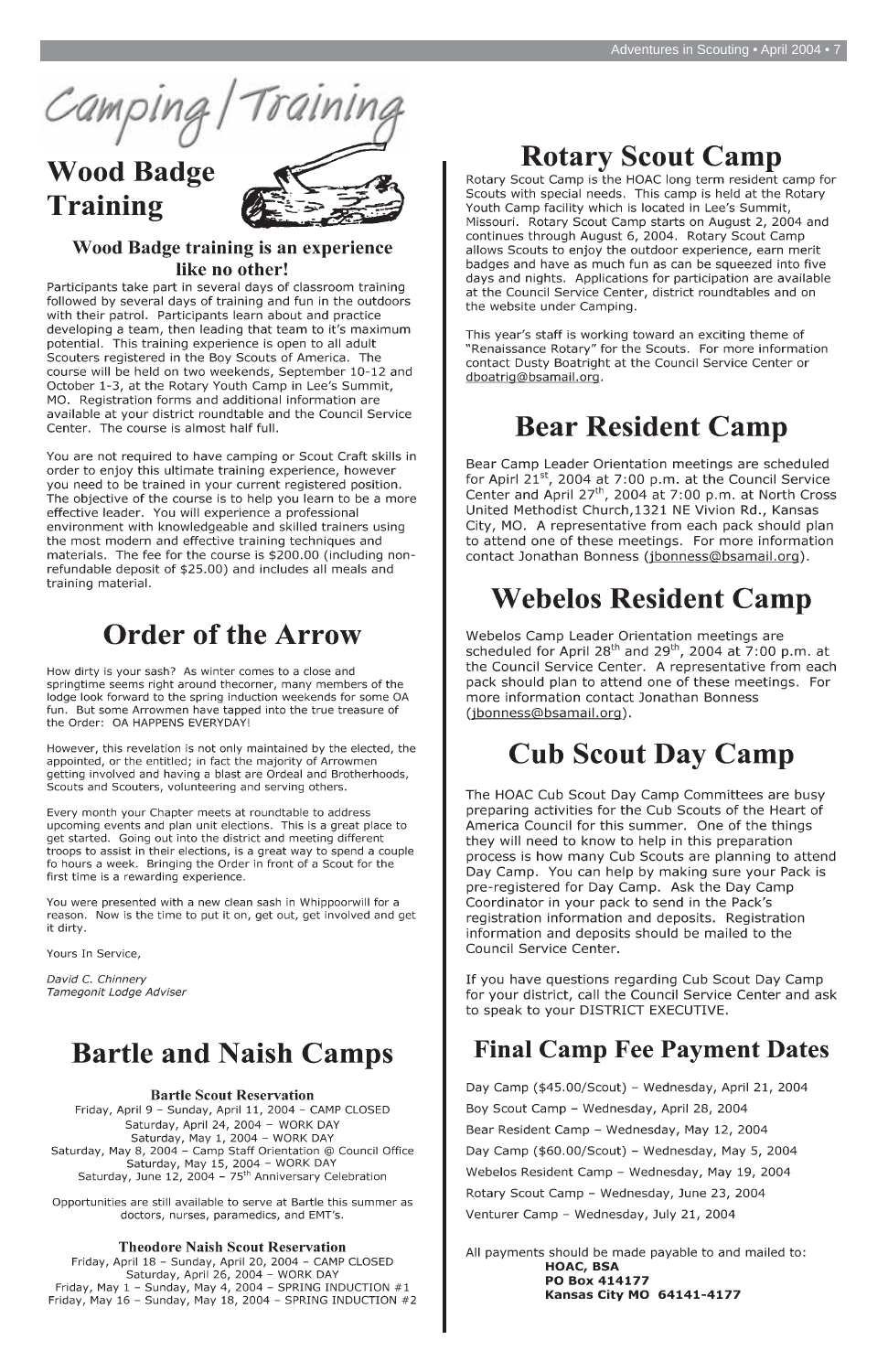# Camping/Training

## Wood Badge Training

### Wood Badge training is an experience like no other!

Participants take part in several days of classroom training followed by several days of training and fun in the outdoors with their patrol. Participants learn about and practice developing a team, then leading that team to it's maximum potential. This training experience is open to all adult Scouters registered in the Boy Scouts of America. The course will be held on two weekends, September 10-12 and October 1-3, at the Rotary Youth Camp in Lee's Summit, MO. Registration forms and additional information are available at your district roundtable and the Council Service Center. The course is almost half full.

You are not required to have camping or Scout Craft skills in order to enjoy this ultimate training experience, however you need to be trained in your current registered position. The objective of the course is to help you learn to be a more effective leader. You will experience a professional environment with knowledgeable and skilled trainers using the most modern and effective training techniques and materials. The fee for the course is $200.00 (including non-refundable deposit of $25.00) and includes all meals and training material.

## Order of the Arrow

How dirty is your sash? As winter comes to a close and springtime seems right around thecorner, many members of the lodge look forward to the spring induction weekends for some OA fun. But some Arrowmen have tapped into the true treasure of the Order: OA HAPPENS EVERYDAY!

However, this revelation is not only maintained by the elected, the appointed, or the entitled; in fact the majority of Arrowmen getting involved and having a blast are Ordeal and Brotherhoods, Scouts and Scouters, volunteering and serving others.

Every month your Chapter meets at roundtable to address upcoming events and plan unit elections. This is a great place to get started. Going out into the district and meeting different troops to assist in their elections, is a great way to spend a couple fo hours a week. Bringing the Order in front of a Scout for the first time is a rewarding experience.

You were presented with a new clean sash in Whippoorwill for a reason. Now is the time to put it on, get out, get involved and get it dirty.

Yours In Service,

*David C. Chinnery*
*Tamegonit Lodge Adviser*

## Bartle and Naish Camps

### Bartle Scout Reservation

Friday, April 9 – Sunday, April 11, 2004 – CAMP CLOSED
Saturday, April 24, 2004 – WORK DAY
Saturday, May 1, 2004 – WORK DAY
Saturday, May 8, 2004 – Camp Staff Orientation @ Council Office
Saturday, May 15, 2004 – WORK DAY
Saturday, June 12, 2004 – 75th Anniversary Celebration

Opportunities are still available to serve at Bartle this summer as doctors, nurses, paramedics, and EMT's.

### Theodore Naish Scout Reservation

Friday, April 18 – Sunday, April 20, 2004 – CAMP CLOSED
Saturday, April 26, 2004 – WORK DAY
Friday, May 1 – Sunday, May 4, 2004 – SPRING INDUCTION #1
Friday, May 16 – Sunday, May 18, 2004 – SPRING INDUCTION #2

## Rotary Scout Camp

Rotary Scout Camp is the HOAC long term resident camp for Scouts with special needs. This camp is held at the Rotary Youth Camp facility which is located in Lee's Summit, Missouri. Rotary Scout Camp starts on August 2, 2004 and continues through August 6, 2004. Rotary Scout Camp allows Scouts to enjoy the outdoor experience, earn merit badges and have as much fun as can be squeezed into five days and nights. Applications for participation are available at the Council Service Center, district roundtables and on the website under Camping.

This year's staff is working toward an exciting theme of "Renaissance Rotary" for the Scouts. For more information contact Dusty Boatright at the Council Service Center or dboatrig@bsamail.org.

## Bear Resident Camp

Bear Camp Leader Orientation meetings are scheduled for Apirl 21st, 2004 at 7:00 p.m. at the Council Service Center and April 27th, 2004 at 7:00 p.m. at North Cross United Methodist Church,1321 NE Vivion Rd., Kansas City, MO. A representative from each pack should plan to attend one of these meetings. For more information contact Jonathan Bonness (jbonness@bsamail.org).

## Webelos Resident Camp

Webelos Camp Leader Orientation meetings are scheduled for April 28th and 29th, 2004 at 7:00 p.m. at the Council Service Center. A representative from each pack should plan to attend one of these meetings. For more information contact Jonathan Bonness (jbonness@bsamail.org).

## Cub Scout Day Camp

The HOAC Cub Scout Day Camp Committees are busy preparing activities for the Cub Scouts of the Heart of America Council for this summer. One of the things they will need to know to help in this preparation process is how many Cub Scouts are planning to attend Day Camp. You can help by making sure your Pack is pre-registered for Day Camp. Ask the Day Camp Coordinator in your pack to send in the Pack's registration information and deposits. Registration information and deposits should be mailed to the Council Service Center.

If you have questions regarding Cub Scout Day Camp for your district, call the Council Service Center and ask to speak to your DISTRICT EXECUTIVE.

## Final Camp Fee Payment Dates

Day Camp ($45.00/Scout) – Wednesday, April 21, 2004

Boy Scout Camp – Wednesday, April 28, 2004

Bear Resident Camp – Wednesday, May 12, 2004

Day Camp ($60.00/Scout) – Wednesday, May 5, 2004

Webelos Resident Camp – Wednesday, May 19, 2004

Rotary Scout Camp – Wednesday, June 23, 2004

Venturer Camp – Wednesday, July 21, 2004

All payments should be made payable to and mailed to:

**HOAC, BSA**
**PO Box 414177**
**Kansas City MO 64141-4177**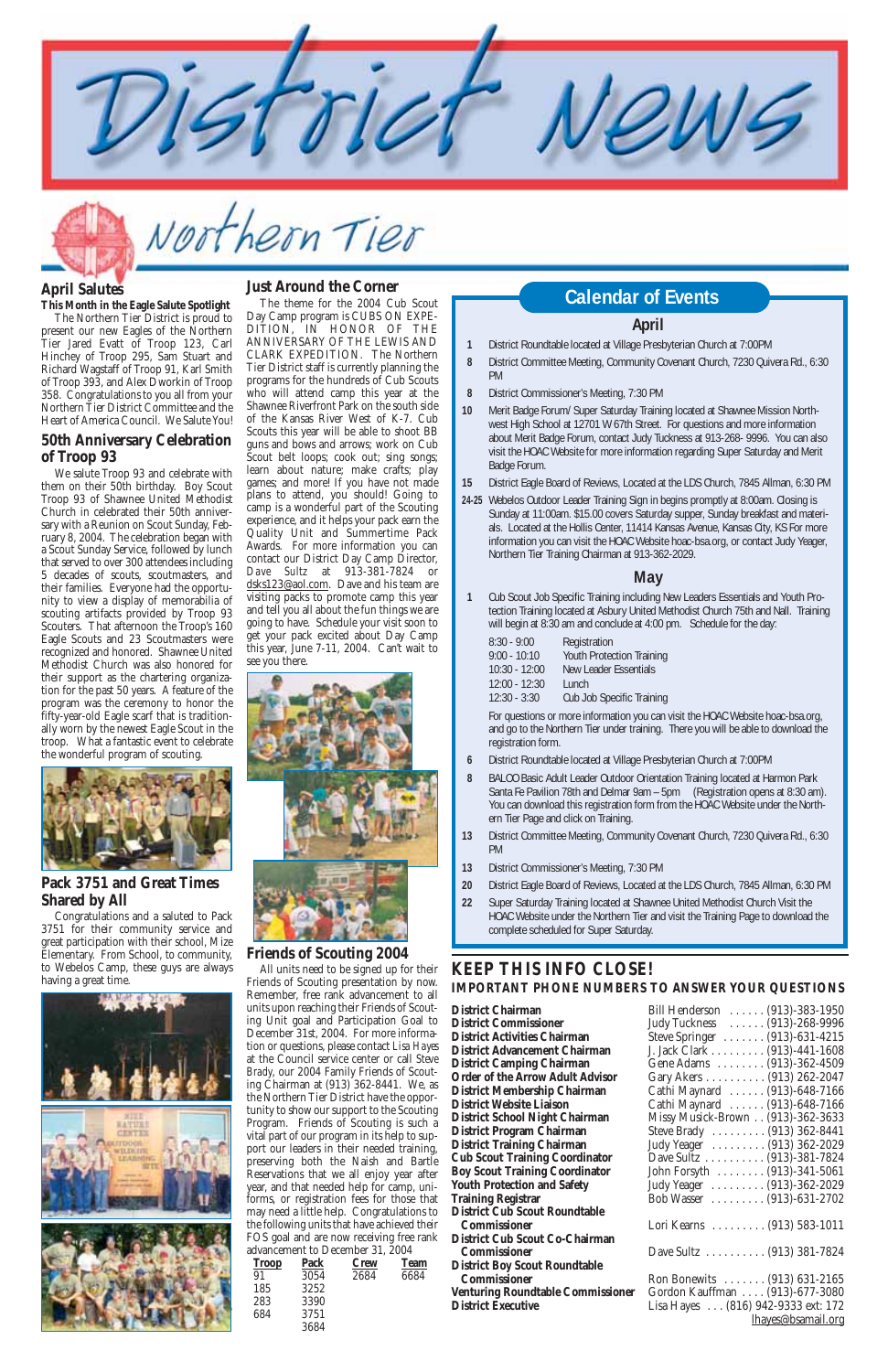# District News

## Northern Tier

### April Salutes

**This Month in the Eagle Salute Spotlight**

The Northern Tier District is proud to present our new Eagles of the Northern Tier Jared Evatt of Troop 123, Carl Hinchey of Troop 295, Sam Stuart and Richard Wagstaff of Troop 91, Karl Smith of Troop 393, and Alex Dworkin of Troop 358. Congratulations to you all from your Northern Tier District Committee and the Heart of America Council. We Salute You!

### 50th Anniversary Celebration of Troop 93

We salute Troop 93 and celebrate with them on their 50th birthday. Boy Scout Troop 93 of Shawnee United Methodist Church in celebrated their 50th anniversary with a Reunion on Scout Sunday, February 8, 2004. The celebration began with a Scout Sunday Service, followed by lunch that served to over 300 attendees including 5 decades of scouts, scoutmasters, and their families. Everyone had the opportunity to view a display of memorabilia of scouting artifacts provided by Troop 93 Scouters. That afternoon the Troop's 160 Eagle Scouts and 23 Scoutmasters were recognized and honored. Shawnee United Methodist Church was also honored for their support as the chartering organization for the past 50 years. A feature of the program was the ceremony to honor the fifty-year-old Eagle scarf that is traditionally worn by the newest Eagle Scout in the troop. What a fantastic event to celebrate the wonderful program of scouting.

### Pack 3751 and Great Times Shared by All

Congratulations and a saluted to Pack 3751 for their community service and great participation with their school, Mize Elementary. From School, to community, to Webelos Camp, these guys are always having a great time.

### Just Around the Corner

The theme for the 2004 Cub Scout Day Camp program is CUBS ON EXPEDITION, IN HONOR OF THE ANNIVERSARY OF THE LEWIS AND CLARK EXPEDITION. The Northern Tier District staff is currently planning the programs for the hundreds of Cub Scouts who will attend camp this year at the Shawnee Riverfront Park on the south side of the Kansas River West of K-7. Cub Scouts this year will be able to shoot BB guns and bows and arrows; work on Cub Scout belt loops; cook out; sing songs; learn about nature; make crafts; play games; and more! If you have not made plans to attend, you should! Going to camp is a wonderful part of the Scouting experience, and it helps your pack earn the Quality Unit and Summertime Pack Awards. For more information you can contact our District Day Camp Director, Dave Sultz at 913-381-7824 or dsks123@aol.com. Dave and his team are visiting packs to promote camp this year and tell you all about the fun things we are going to have. Schedule your visit soon to get your pack excited about Day Camp this year, June 7-11, 2004. Can't wait to see you there.

### Friends of Scouting 2004

All units need to be signed up for their Friends of Scouting presentation by now. Remember, free rank advancement to all units upon reaching their Friends of Scouting Unit goal and Participation Goal to December 31st, 2004. For more information or questions, please contact Lisa Hayes at the Council service center or call Steve Brady, our 2004 Family Friends of Scouting Chairman at (913) 362-8441. We, as the Northern Tier District have the opportunity to show our support to the Scouting Program. Friends of Scouting is such a vital part of our program in its help to support our leaders in their needed training, preserving both the Naish and Bartle Reservations that we all enjoy year after year, and that needed help for camp, uniforms, or registration fees for those that may need a little help. Congratulations to the following units that have achieved their FOS goal and are now receiving free rank advancement to December 31, 2004

| Troop | Pack | Crew | Team |
|---|---|---|---|
| 91 | 3054 | 2684 | 6684 |
| 185 | 3252 | | |
| 283 | 3390 | | |
| 684 | 3751 | | |
| | 3684 | | |

## Calendar of Events

### April

- **1** District Roundtable located at Village Presbyterian Church at 7:00PM
- **8** District Committee Meeting, Community Covenant Church, 7230 Quivera Rd., 6:30 PM
- **8** District Commissioner's Meeting, 7:30 PM
- **10** Merit Badge Forum/ Super Saturday Training located at Shawnee Mission Northwest High School at 12701 W 67th Street. For questions and more information about Merit Badge Forum, contact Judy Tuckness at 913-268- 9996. You can also visit the HOAC Website for more information regarding Super Saturday and Merit Badge Forum.
- **15** District Eagle Board of Reviews, Located at the LDS Church, 7845 Allman, 6:30 PM
- **24-25** Webelos Outdoor Leader Training Sign in begins promptly at 8:00am. Closing is Sunday at 11:00am. $15.00 covers Saturday supper, Sunday breakfast and materials. Located at the Hollis Center, 11414 Kansas Avenue, Kansas City, KS For more information you can visit the HOAC Website hoac-bsa.org, or contact Judy Yeager, Northern Tier Training Chairman at 913-362-2029.

### May

- **1** Cub Scout Job Specific Training including New Leaders Essentials and Youth Protection Training located at Asbury United Methodist Church 75th and Nall. Training will begin at 8:30 am and conclude at 4:00 pm. Schedule for the day:

| | |
|---|---|
| 8:30 - 9:00 | Registration |
| 9:00 - 10:10 | Youth Protection Training |
| 10:30 - 12:00 | New Leader Essentials |
| 12:00 - 12:30 | Lunch |
| 12:30 - 3:30 | Cub Job Specific Training |

  For questions or more information you can visit the HOAC Website hoac-bsa.org, and go to the Northern Tier under training. There you will be able to download the registration form.
- **6** District Roundtable located at Village Presbyterian Church at 7:00PM
- **8** BALOO Basic Adult Leader Outdoor Orientation Training located at Harmon Park Santa Fe Pavilion 78th and Delmar 9am – 5pm (Registration opens at 8:30 am). You can download this registration form from the HOAC Website under the Northern Tier Page and click on Training.
- **13** District Committee Meeting, Community Covenant Church, 7230 Quivera Rd., 6:30 PM
- **13** District Commissioner's Meeting, 7:30 PM
- **20** District Eagle Board of Reviews, Located at the LDS Church, 7845 Allman, 6:30 PM
- **22** Super Saturday Training located at Shawnee United Methodist Church Visit the HOAC Website under the Northern Tier and visit the Training Page to download the complete scheduled for Super Saturday.

## KEEP THIS INFO CLOSE!

**IMPORTANT PHONE NUMBERS TO ANSWER YOUR QUESTIONS**

| | |
|---|---|
| **District Chairman** | Bill Henderson (913)-383-1950 |
| **District Commissioner** | Judy Tuckness (913)-268-9996 |
| **District Activities Chairman** | Steve Springer (913)-631-4215 |
| **District Advancement Chairman** | J. Jack Clark (913)-441-1608 |
| **District Camping Chairman** | Gene Adams (913)-362-4509 |
| **Order of the Arrow Adult Advisor** | Gary Akers (913) 262-2047 |
| **District Membership Chairman** | Cathi Maynard (913)-648-7166 |
| **District Website Liaison** | Cathi Maynard (913)-648-7166 |
| **District School Night Chairman** | Missy Musick-Brown (913)-362-3633 |
| **District Program Chairman** | Steve Brady (913) 362-8441 |
| **District Training Chairman** | Judy Yeager (913) 362-2029 |
| **Cub Scout Training Coordinator** | Dave Sultz (913)-381-7824 |
| **Boy Scout Training Coordinator** | John Forsyth (913)-341-5061 |
| **Youth Protection and Safety** | Judy Yeager (913)-362-2029 |
| **Training Registrar** | Bob Wasser (913)-631-2702 |
| **District Cub Scout Roundtable Commissioner** | Lori Kearns (913) 583-1011 |
| **District Cub Scout Co-Chairman Commissioner** | Dave Sultz (913) 381-7824 |
| **District Boy Scout Roundtable Commissioner** | Ron Bonewits (913) 631-2165 |
| **Venturing Roundtable Commissioner** | Gordon Kauffman (913)-677-3080 |
| **District Executive** | Lisa Hayes (816) 942-9333 ext: 172 lhayes@bsamail.org |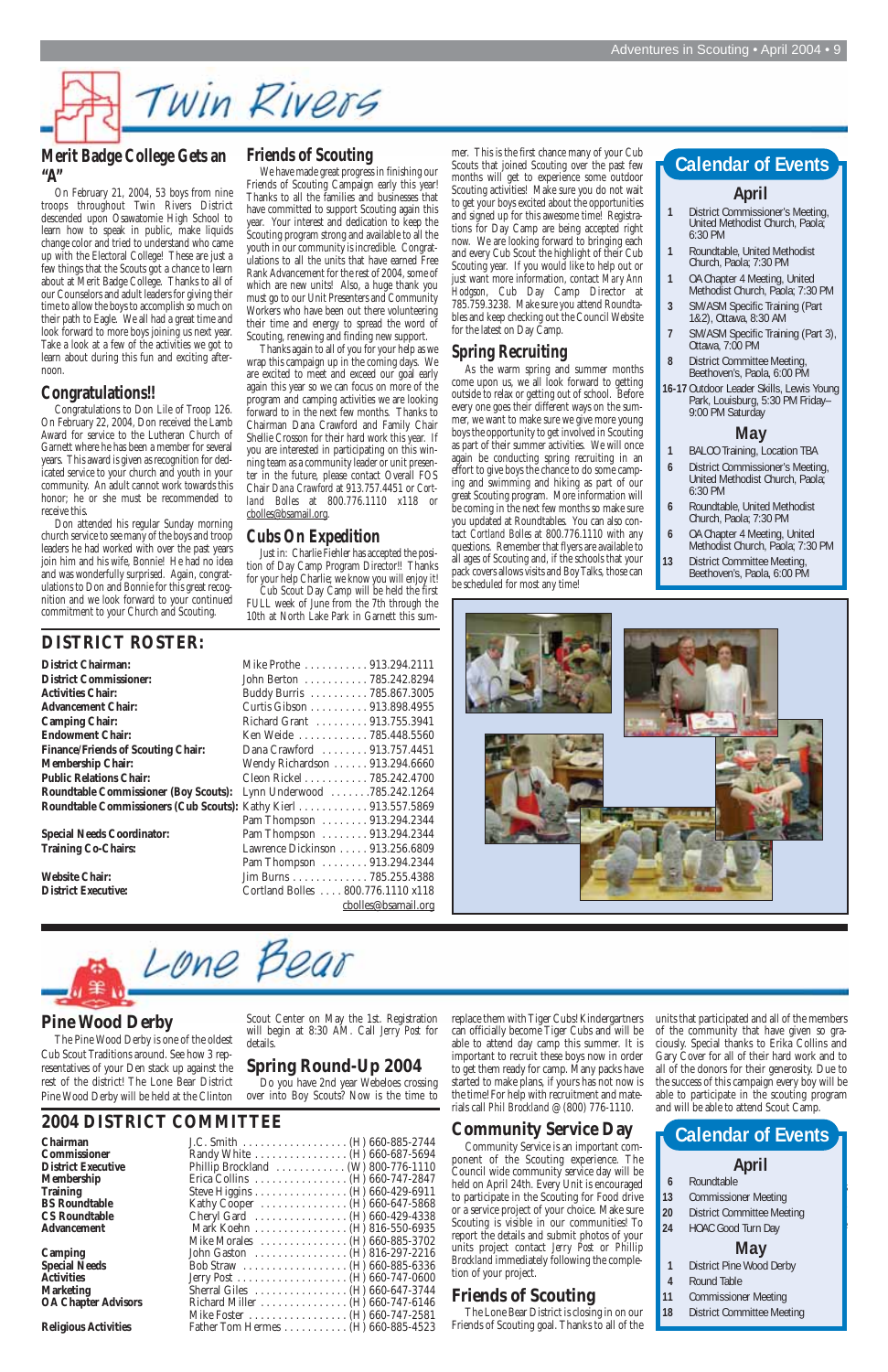# Twin Rivers

## Merit Badge College Gets an "A"

On February 21, 2004, 53 boys from nine troops throughout Twin Rivers District descended upon Osawatomie High School to learn how to speak in public, make liquids change color and tried to understand who came up with the Electoral College! These are just a few things that the Scouts got a chance to learn about at Merit Badge College. Thanks to all of our Counselors and adult leaders for giving their time to allow the boys to accomplish so much on their path to Eagle. We all had a great time and look forward to more boys joining us next year. Take a look at a few of the activities we got to learn about during this fun and exciting afternoon.

## Congratulations!!

Congratulations to Don Lile of Troop 126. On February 22, 2004, Don received the Lamb Award for service to the Lutheran Church of Garnett where he has been a member for several years. This award is given as recognition for dedicated service to your church and youth in your community. An adult cannot work towards this honor; he or she must be recommended to receive this.

Don attended his regular Sunday morning church service to see many of the boys and troop leaders he had worked with over the past years join him and his wife, Bonnie! He had no idea and was wonderfully surprised. Again, congratulations to Don and Bonnie for this great recognition and we look forward to your continued commitment to your Church and Scouting.

## Friends of Scouting

We have made great progress in finishing our Friends of Scouting Campaign early this year! Thanks to all the families and businesses that have committed to support Scouting again this year. Your interest and dedication to keep the Scouting program strong and available to all the youth in our community is incredible. Congratulations to all the units that have earned Free Rank Advancement for the rest of 2004, some of which are new units! Also, a huge thank you must go to our Unit Presenters and Community Workers who have been out there volunteering their time and energy to spread the word of Scouting, renewing and finding new support.

Thanks again to all of you for your help as we wrap this campaign up in the coming days. We are excited to meet and exceed our goal early again this year so we can focus on more of the program and camping activities we are looking forward to in the next few months. Thanks to Chairman Dana Crawford and Family Chair Shellie Crosson for their hard work this year. If you are interested in participating on this winning team as a community leader or unit presenter in the future, please contact Overall FOS Chair Dana Crawford at 913.757.4451 or Cortland Bolles at 800.776.1110 x118 or cbolles@bsamail.org.

## Cubs On Expedition

Just in: Charlie Fiehler has accepted the position of Day Camp Program Director!! Thanks for your help Charlie; we know you will enjoy it!

Cub Scout Day Camp will be held the first FULL week of June from the 7th through the 10th at North Lake Park in Garnett this summer. This is the first chance many of your Cub Scouts that joined Scouting over the past few months will get to experience some outdoor Scouting activities! Make sure you do not wait to get your boys excited about the opportunities and signed up for this awesome time! Registrations for Day Camp are being accepted right now. We are looking forward to bringing each and every Cub Scout the highlight of their Cub Scouting year. If you would like to help out or just want more information, contact Mary Ann Hodgson, Cub Day Camp Director at 785.759.3238. Make sure you attend Roundtables and keep checking out the Council Website for the latest on Day Camp.

## Spring Recruiting

As the warm spring and summer months come upon us, we all look forward to getting outside to relax or getting out of school. Before every one goes their different ways on the summer, we want to make sure we give more young boys the opportunity to get involved in Scouting as part of their summer activities. We will once again be conducting spring recruiting in an effort to give boys the chance to do some camping and swimming and hiking as part of our great Scouting program. More information will be coming in the next few months so make sure you updated at Roundtables. You can also contact Cortland Bolles at 800.776.1110 with any questions. Remember that flyers are available to all ages of Scouting and, if the schools that your pack covers allows visits and Boy Talks, those can be scheduled for most any time!

## Calendar of Events

### April

| | |
|---|---|
| 1 | District Commissioner's Meeting, United Methodist Church, Paola; 6:30 PM |
| 1 | Roundtable, United Methodist Church, Paola; 7:30 PM |
| 1 | OA Chapter 4 Meeting, United Methodist Church, Paola; 7:30 PM |
| 3 | SM/ASM Specific Training (Part 1&2), Ottawa, 8:30 AM |
| 7 | SM/ASM Specific Training (Part 3), Ottawa, 7:00 PM |
| 8 | District Committee Meeting, Beethoven's, Paola, 6:00 PM |
| 16-17 | Outdoor Leader Skills, Lewis Young Park, Louisburg, 5:30 PM Friday–9:00 PM Saturday |

### May

| | |
|---|---|
| 1 | BALOO Training, Location TBA |
| 6 | District Commissioner's Meeting, United Methodist Church, Paola; 6:30 PM |
| 6 | Roundtable, United Methodist Church, Paola; 7:30 PM |
| 6 | OA Chapter 4 Meeting, United Methodist Church, Paola; 7:30 PM |
| 13 | District Committee Meeting, Beethoven's, Paola, 6:00 PM |

## DISTRICT ROSTER:

| | |
|---|---|
| **District Chairman:** | Mike Prothe . . . . . . . . . . . 913.294.2111 |
| **District Commissioner:** | John Berton . . . . . . . . . . . 785.242.8294 |
| **Activities Chair:** | Buddy Burris . . . . . . . . . . 785.867.3005 |
| **Advancement Chair:** | Curtis Gibson . . . . . . . . . . 913.898.4955 |
| **Camping Chair:** | Richard Grant . . . . . . . . . 913.755.3941 |
| **Endowment Chair:** | Ken Weide . . . . . . . . . . . . 785.448.5560 |
| **Finance/Friends of Scouting Chair:** | Dana Crawford . . . . . . . . 913.757.4451 |
| **Membership Chair:** | Wendy Richardson . . . . . . 913.294.6660 |
| **Public Relations Chair:** | Cleon Rickel . . . . . . . . . . . 785.242.4700 |
| **Roundtable Commissioner (Boy Scouts):** | Lynn Underwood . . . . . . . 785.242.1264 |
| **Roundtable Commissioners (Cub Scouts):** | Kathy Kierl . . . . . . . . . . . . 913.557.5869 |
| | Pam Thompson . . . . . . . . 913.294.2344 |
| **Special Needs Coordinator:** | Pam Thompson . . . . . . . . 913.294.2344 |
| **Training Co-Chairs:** | Lawrence Dickinson . . . . . 913.256.6809 |
| | Pam Thompson . . . . . . . . 913.294.2344 |
| **Website Chair:** | Jim Burns . . . . . . . . . . . . . 785.255.4388 |
| **District Executive:** | Cortland Bolles . . . . 800.776.1110 x118 |
| | cbolles@bsamail.org |

# Lone Bear

## Pine Wood Derby

The Pine Wood Derby is one of the oldest Cub Scout Traditions around. See how 3 representatives of your Den stack up against the rest of the district! The Lone Bear District Pine Wood Derby will be held at the Clinton Scout Center on May the 1st. Registration will begin at 8:30 AM. Call Jerry Post for details.

## Spring Round-Up 2004

Do you have 2nd year Webeloes crossing over into Boy Scouts? Now is the time to replace them with Tiger Cubs! Kindergartners can officially become Tiger Cubs and will be able to attend day camp this summer. It is important to recruit these boys now in order to get them ready for camp. Many packs have started to make plans, if yours has not now is the time! For help with recruitment and materials call Phil Brockland @ (800) 776-1110.

## Community Service Day

Community Service is an important component of the Scouting experience. The Council wide community service day will be held on April 24th. Every Unit is encouraged to participate in the Scouting for Food drive or a service project of your choice. Make sure Scouting is visible in our communities! To report the details and submit photos of your units project contact Jerry Post or Phillip Brockland immediately following the completion of your project.

## Friends of Scouting

The Lone Bear District is closing in on our Friends of Scouting goal. Thanks to all of the units that participated and all of the members of the community that have given so graciously. Special thanks to Erika Collins and Gary Cover for all of their hard work and to all of the donors for their generosity. Due to the success of this campaign every boy will be able to participate in the scouting program and will be able to attend Scout Camp.

## 2004 DISTRICT COMMITTEE

| | |
|---|---|
| **Chairman** | J.C. Smith . . . . . . . . . . . . . . . . . (H) 660-885-2744 |
| **Commissioner** | Randy White . . . . . . . . . . . . . . (H) 660-687-5694 |
| **District Executive** | Phillip Brockland . . . . . . . . . . . (W) 800-776-1110 |
| **Membership** | Erica Collins . . . . . . . . . . . . . . (H) 660-747-2847 |
| **Training** | Steve Higgins . . . . . . . . . . . . . . (H) 660-429-6911 |
| **BS Roundtable** | Kathy Cooper . . . . . . . . . . . . . (H) 660-647-5868 |
| **CS Roundtable** | Cheryl Gard . . . . . . . . . . . . . . (H) 660-429-4338 |
| **Advancement** | Mark Koehn . . . . . . . . . . . . . . (H) 816-550-6935 |
| | Mike Morales . . . . . . . . . . . . . (H) 660-885-3702 |
| **Camping** | John Gaston . . . . . . . . . . . . . . (H) 816-297-2216 |
| **Special Needs** | Bob Straw . . . . . . . . . . . . . . . . (H) 660-885-6336 |
| **Activities** | Jerry Post . . . . . . . . . . . . . . . . (H) 660-747-0600 |
| **Marketing** | Sherral Giles . . . . . . . . . . . . . . (H) 660-647-3744 |
| **OA Chapter Advisors** | Richard Miller . . . . . . . . . . . . . (H) 660-747-6146 |
| | Mike Foster . . . . . . . . . . . . . . . (H) 660-747-2581 |
| **Religious Activities** | Father Tom Hermes . . . . . . . . . (H) 660-885-4523 |

## Calendar of Events

### April

| | |
|---|---|
| 6 | Roundtable |
| 13 | Commissioner Meeting |
| 20 | District Committee Meeting |
| 24 | HOAC Good Turn Day |

### May

| | |
|---|---|
| 1 | District Pine Wood Derby |
| 4 | Round Table |
| 11 | Commissioner Meeting |
| 18 | District Committee Meeting |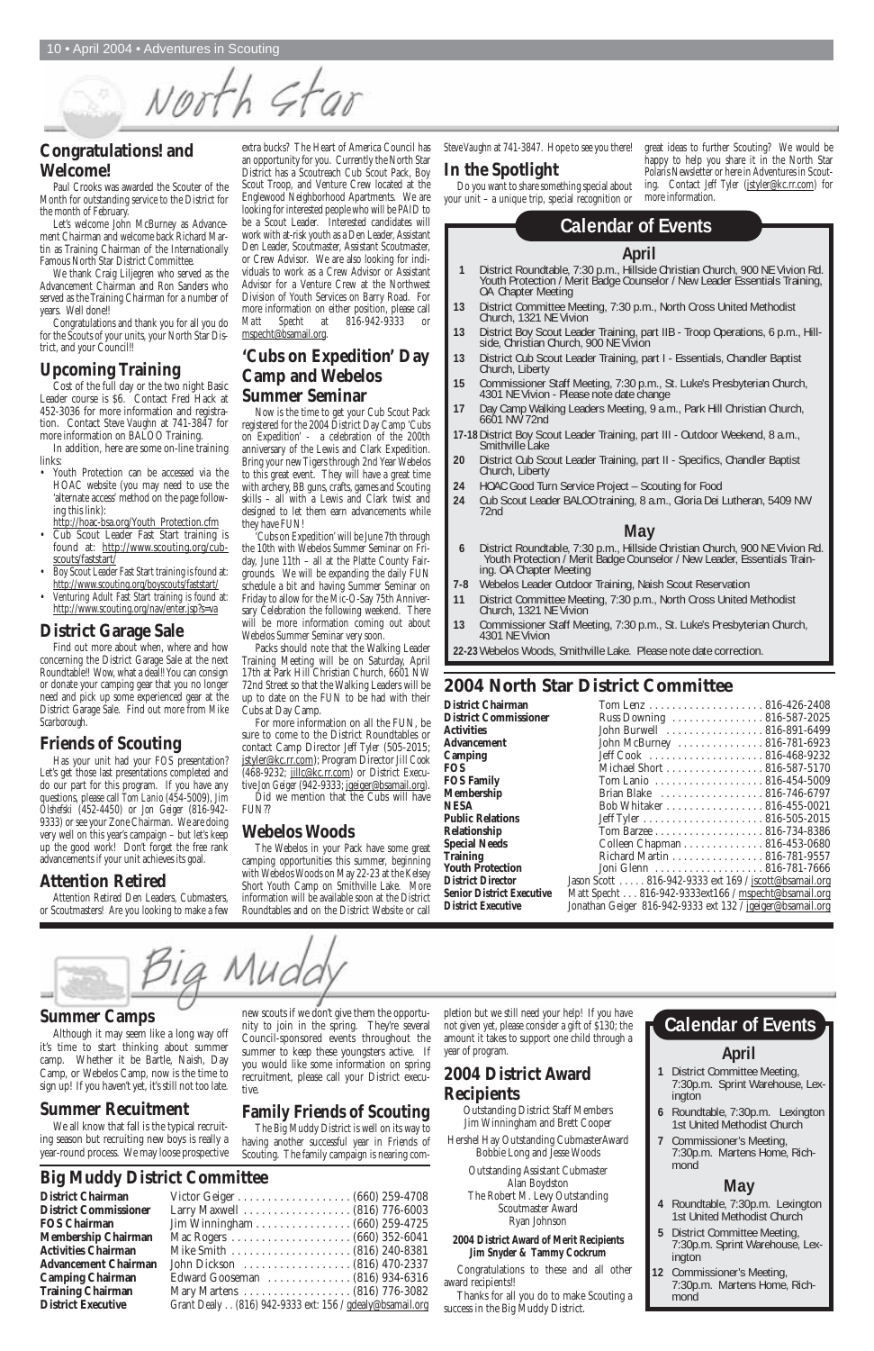# North Star

## Congratulations! and Welcome!

Paul Crooks was awarded the Scouter of the Month for outstanding service to the District for the month of February.

Let's welcome John McBurney as Advancement Chairman and welcome back Richard Martin as Training Chairman of the Internationally Famous North Star District Committee.

We thank Craig Liljegren who served as the Advancement Chairman and Ron Sanders who served as the Training Chairman for a number of years. Well done!!

Congratulations and thank you for all you do for the Scouts of your units, your North Star District, and your Council!!

## Upcoming Training

Cost of the full day or the two night Basic Leader course is $6. Contact Fred Hack at 452-3036 for more information and registration. Contact Steve Vaughn at 741-3847 for more information on BALOO Training.

In addition, here are some on-line training links:

- Youth Protection can be accessed via the HOAC website (you may need to use the 'alternate access' method on the page following this link): http://hoac-bsa.org/Youth_Protection.cfm
- Cub Scout Leader Fast Start training is found at: http://www.scouting.org/cubscouts/faststart/
- Boy Scout Leader Fast Start training is found at: http://www.scouting.org/boyscouts/faststart/
- Venturing Adult Fast Start training is found at: http://www.scouting.org/nav/enter.jsp?s=va

## District Garage Sale

Find out more about when, where and how concerning the District Garage Sale at the next Roundtable!! Wow, what a deal!! You can consign or donate your camping gear that you no longer need and pick up some experienced gear at the District Garage Sale. Find out more from Mike Scarborough.

## Friends of Scouting

Has your unit had your FOS presentation? Let's get those last presentations completed and do our part for this program. If you have any questions, please call Tom Lanio (454-5009), Jim Olshefski (452-4450) or Jon Geiger (816-942-9333) or see your Zone Chairman. We are doing very well on this year's campaign – but let's keep up the good work! Don't forget the free rank advancements if your unit achieves its goal.

## Attention Retired

Attention Retired Den Leaders, Cubmasters, or Scoutmasters! Are you looking to make a few extra bucks? The Heart of America Council has an opportunity for you. Currently the North Star District has a Scoutreach Cub Scout Pack, Boy Scout Troop, and Venture Crew located at the Englewood Neighborhood Apartments. We are looking for interested people who will be PAID to be a Scout Leader. Interested candidates will work with at-risk youth as a Den Leader, Assistant Den Leader, Scoutmaster, Assistant Scoutmaster, or Crew Advisor. We are also looking for individuals to work as a Crew Advisor or Assistant Advisor for a Venture Crew at the Northwest Division of Youth Services on Barry Road. For more information on either position, please call Matt Specht at 816-942-9333 or mspecht@bsamail.org.

## 'Cubs on Expedition' Day Camp and Webelos Summer Seminar

Now is the time to get your Cub Scout Pack registered for the 2004 District Day Camp 'Cubs on Expedition' - a celebration of the 200th anniversary of the Lewis and Clark Expedition. Bring your new Tigers through 2nd Year Webelos to this great event. They will have a great time with archery, BB guns, crafts, games and Scouting skills – all with a Lewis and Clark twist and designed to let them earn advancements while they have FUN!

'Cubs on Expedition' will be June 7th through the 10th with Webelos Summer Seminar on Friday, June 11th – all at the Platte County Fairgrounds. We will be expanding the daily FUN schedule a bit and having Summer Seminar on Friday to allow for the Mic-O-Say 75th Anniversary Celebration the following weekend. There will be more information coming out about Webelos Summer Seminar very soon.

Packs should note that the Walking Leader Training Meeting will be on Saturday, April 17th at Park Hill Christian Church, 6601 NW 72nd Street so that the Walking Leaders will be up to date on the FUN to be had with their Cubs at Day Camp.

For more information on all the FUN, be sure to come to the District Roundtables or contact Camp Director Jeff Tyler (505-2015; jstyler@kc.rr.com); Program Director Jill Cook (468-9232; jillc@kc.rr.com) or District Executive Jon Geiger (942-9333; jgeiger@bsamail.org).

Did we mention that the Cubs will have FUN??

## Webelos Woods

The Webelos in your Pack have some great camping opportunities this summer, beginning with Webelos Woods on May 22-23 at the Kelsey Short Youth Camp on Smithville Lake. More information will be available soon at the District Roundtables and on the District Website or call Steve Vaughn at 741-3847. Hope to see you there!

## In the Spotlight

Do you want to share something special about your unit – a unique trip, special recognition or great ideas to further Scouting? We would be happy to help you share it in the North Star Polaris Newsletter or here in Adventures in Scouting. Contact Jeff Tyler (jstyler@kc.rr.com) for more information.

## Calendar of Events

### April

- **1** District Roundtable, 7:30 p.m., Hillside Christian Church, 900 NE Vivion Rd. Youth Protection / Merit Badge Counselor / New Leader Essentials Training, OA Chapter Meeting
- **13** District Committee Meeting, 7:30 p.m., North Cross United Methodist Church, 1321 NE Vivion
- **13** District Boy Scout Leader Training, part IIB - Troop Operations, 6 p.m., Hillside, Christian Church, 900 NE Vivion
- **13** District Cub Scout Leader Training, part I - Essentials, Chandler Baptist Church, Liberty
- **15** Commissioner Staff Meeting, 7:30 p.m., St. Luke's Presbyterian Church, 4301 NE Vivion - Please note date change
- **17** Day Camp Walking Leaders Meeting, 9 a.m., Park Hill Christian Church, 6601 NW 72nd
- **17-18** District Boy Scout Leader Training, part III - Outdoor Weekend, 8 a.m., Smithville Lake
- **20** District Cub Scout Leader Training, part II - Specifics, Chandler Baptist Church, Liberty
- **24** HOAC Good Turn Service Project – Scouting for Food
- **24** Cub Scout Leader BALOO training, 8 a.m., Gloria Dei Lutheran, 5409 NW 72nd

### May

- **6** District Roundtable, 7:30 p.m., Hillside Christian Church, 900 NE Vivion Rd. Youth Protection / Merit Badge Counselor / New Leader Essentials Training. OA Chapter Meeting
- **7-8** Webelos Leader Outdoor Training, Naish Scout Reservation
- **11** District Committee Meeting, 7:30 p.m., North Cross United Methodist Church, 1321 NE Vivion
- **13** Commissioner Staff Meeting, 7:30 p.m., St. Luke's Presbyterian Church, 4301 NE Vivion
- **22-23** Webelos Woods, Smithville Lake. Please note date correction.

## 2004 North Star District Committee

| Position | Name | Contact |
|---|---|---|
| **District Chairman** | Tom Lenz | 816-426-2408 |
| **District Commissioner** | Russ Downing | 816-587-2025 |
| **Activities** | John Burwell | 816-891-6499 |
| **Advancement** | John McBurney | 816-781-6923 |
| **Camping** | Jeff Cook | 816-468-9232 |
| **FOS** | Michael Short | 816-587-5170 |
| **FOS Family** | Tom Lanio | 816-454-5009 |
| **Membership** | Brian Blake | 816-746-6797 |
| **NESA** | Bob Whitaker | 816-455-0021 |
| **Public Relations** | Jeff Tyler | 816-505-2015 |
| **Relationship** | Tom Barzee | 816-734-8386 |
| **Special Needs** | Colleen Chapman | 816-453-0680 |
| **Training** | Richard Martin | 816-781-9557 |
| **Youth Protection** | Joni Glenn | 816-781-7666 |
| **District Director** | Jason Scott | 816-942-9333 ext 169 / jscott@bsamail.org |
| **Senior District Executive** | Matt Specht | 816-942-9333ext166 / mspecht@bsamail.org |
| **District Executive** | Jonathan Geiger | 816-942-9333 ext 132 / jgeiger@bsamail.org |

# Big Muddy

## Summer Camps

Although it may seem like a long way off it's time to start thinking about summer camp. Whether it be Bartle, Naish, Day Camp, or Webelos Camp, now is the time to sign up! If you haven't yet, it's still not too late.

## Summer Recuitment

We all know that fall is the typical recruiting season but recruiting new boys is really a year-round process. We may loose prospective new scouts if we don't give them the opportunity to join in the spring. They're several Council-sponsored events throughout the summer to keep these youngsters active. If you would like some information on spring recruitment, please call your District executive.

## Family Friends of Scouting

The Big Muddy District is well on its way to having another successful year in Friends of Scouting. The family campaign is nearing completion but we still need your help! If you have not given yet, please consider a gift of $130; the amount it takes to support one child through a year of program.

## 2004 District Award Recipients

Outstanding District Staff Members
Jim Winningham and Brett Cooper

Hershel Hay Outstanding CubmasterAward
Bobbie Long and Jesse Woods

Outstanding Assistant Cubmaster
Alan Boydston

The Robert M. Levy Outstanding Scoutmaster Award
Ryan Johnson

**2004 District Award of Merit Recipients**
***Jim Snyder & Tammy Cockrum***

Congratulations to these and all other award recipients!!

Thanks for all you do to make Scouting a success in the Big Muddy District.

## Calendar of Events

### April

- **1** District Committee Meeting, 7:30p.m. Sprint Warehouse, Lexington
- **6** Roundtable, 7:30p.m. Lexington 1st United Methodist Church
- **7** Commissioner's Meeting, 7:30p.m. Martens Home, Richmond

### May

- **4** Roundtable, 7:30p.m. Lexington 1st United Methodist Church
- **5** District Committee Meeting, 7:30p.m. Sprint Warehouse, Lexington
- **12** Commissioner's Meeting, 7:30p.m. Martens Home, Richmond

## Big Muddy District Committee

| Position | Name | Contact |
|---|---|---|
| **District Chairman** | Victor Geiger | (660) 259-4708 |
| **District Commissioner** | Larry Maxwell | (816) 776-6003 |
| **FOS Chairman** | Jim Winningham | (660) 259-4725 |
| **Membership Chairman** | Mac Rogers | (660) 352-6041 |
| **Activities Chairman** | Mike Smith | (816) 240-8381 |
| **Advancement Chairman** | John Dickson | (816) 470-2337 |
| **Camping Chairman** | Edward Gooseman | (816) 934-6316 |
| **Training Chairman** | Mary Martens | (816) 776-3082 |
| **District Executive** | Grant Dealy | (816) 942-9333 ext: 156 / gdealy@bsamail.org |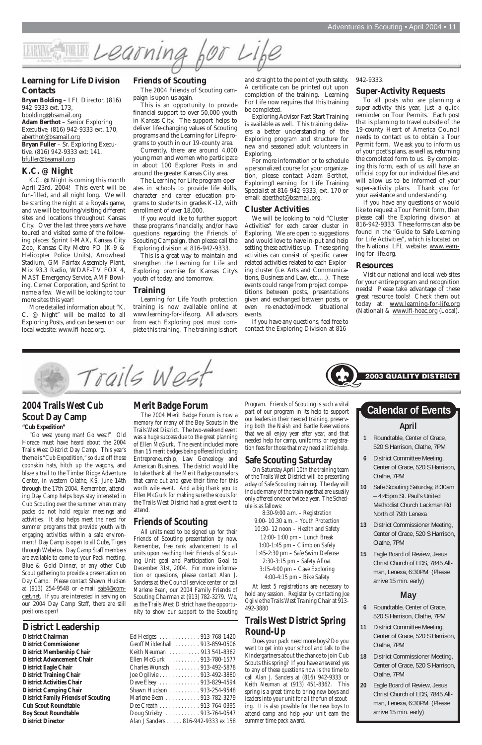# Learning for Life

## Learning for Life Division Contacts

**Bryan Bolding** – LFL Director, (816) 942-9333 ext. 173, bbolding@bsamail.org
**Adam Berthot** – Senior Exploring Executive, (816) 942-9333 ext. 170, aberthot@bsamail.org
**Bryan Fuller** – Sr. Exploring Executive, (816) 942-9333 ext: 141, bfuller@bsamail.org

## K.C. @ Night

K.C. @ Night is coming this month April 23rd, 2004! This event will be fun-filled, and all night long. We will be starting the night at a Royals game, and we will be touring/visiting different sites and locations throughout Kansas City. Over the last three years we have toured and visited some of the following places: Sprint I-MAX, Kansas City Zoo, Kansas City Metro PD (K-9 & Helicopter Police Units), Arrowhead Stadium, GM Fairfax Assembly Plant, Mix 93.3 Radio, WDAF-TV FOX 4, MAST Emergency Service, AMF Bowling, Cerner Corporation, and Sprint to name a few. We will be looking to tour more sites this year!

More detailed information about "K. C. @ Night" will be mailed to all Exploring Posts, and can be seen on our local website: www.lfl-hoac.org.

## Friends of Scouting

The 2004 Friends of Scouting campaign is upon us again.

This is an opportunity to provide financial support to over 50,000 youth in Kansas City. The support helps to deliver life-changing values of Scouting programs and the Learning for Life programs to youth in our 19-county area.

Currently, there are around 4,000 young men and women who participate in about 100 Explorer Posts in and around the greater Kansas City area.

The Learning for Life program operates in schools to provide life skills, character and career education programs to students in grades K-12, with enrollment of over 18,000.

If you would like to further support these programs financially, and/or have questions regarding the Friends of Scouting Campaign, then please call the Exploring division at 816-942-9333.

This is a great way to maintain and strengthen the Learning for Life and Exploring promise for Kansas City's youth of today, and tomorrow.

## Training

Learning for Life Youth protection training is now available online at www.learning-for-life.org. All advisors from each Exploring post must complete this training. The training is short and straight to the point of youth safety. A certificate can be printed out upon completion of the training. Learning For Life now requires that this training be completed.

Exploring Advisor Fast Start Training is available as well. This training delivers a better understanding of the Exploring program and structure for new and seasoned adult volunteers in Exploring.

For more information or to schedule a personalized course for your organization, please contact Adam Berthot, Exploring/Learning for Life Training Specialist at 816-942-9333, ext. 170 or email: aberthot@bsamail.org.

## Cluster Activities

We will be looking to hold "Cluster Activities" for each career cluster in Exploring. We are open to suggestions and would love to have in-put and help setting these activities up. These spring activities can consist of specific career related activities related to each Exploring cluster (i.e. Arts and Communications, Business and Law, etc….). These events could range from project competitions between posts, presentations given and exchanged between posts, or even re-enacted/mock situational events.

If you have any questions, feel free to contact the Exploring Division at 816-942-9333.

## Super-Activity Requests

To all posts who are planning a super-activity this year, just a quick reminder on Tour Permits. Each post that is planning to travel outside of the 19-county Heart of America Council needs to contact us to obtain a Tour Permit form. We ask you to inform us of your post's plans, as well as, returning the completed form to us. By completing this form, each of us will have an official copy for our individual files and will allow us to be informed of your super-activity plans. Thank you for your assistance and understanding.

If you have any questions or would like to request a Tour Permit form, then please call the Exploring division at 816-942-9333. These forms can also be found in the "Guide to Safe Learning for Life Activities", which is located on the National LFL website: www.learning-for-life.org.

## Resources

Visit our national and local web sites for your entire program and recognition needs! Please take advantage of these great resource tools! Check them out today at: www.learning-for-life.org (National) & www.lfl-hoac.org (Local).

# Trails West

2003 QUALITY DISTRICT

## 2004 Trails West Cub Scout Day Camp

**"Cub Expedition"**

"Go west young man! Go west!" Old Horace must have heard about the 2004 Trails West District Day Camp. This year's theme is "Cub Expedition," so dust off those coonskin hats, hitch up the wagons, and blaze a trail to the Timber Ridge Adventure Center, in western Olathe, KS, June 14th through the 17th 2004. Remember, attending Day Camp helps boys stay interested in Cub Scouting over the summer when many packs do not hold regular meetings and activities. It also helps meet the need for summer programs that provide youth with engaging activities within a safe environment! Day Camp is open to all Cubs, Tigers through Webelos. Day Camp Staff members are available to come to your Pack meeting, Blue & Gold Dinner, or any other Cub Scout gathering to provide a presentation on Day Camp. Please contact Shawn Hudson at (913) 254-9548 or e-mail sais4@comcast.net. If you are interested in serving on our 2004 Day Camp Staff, there are still positions open!

## Merit Badge Forum

The 2004 Merit Badge Forum is now a memory for many of the Boy Scouts in the Trails West District. The two-weekend event was a huge success due to the great planning of Ellen McGurk. The event included more than 15 merit badges being offered including Entrepreneurship, Law Genealogy and American Business. The district would like to take thank all the Merit Badge counselors that came out and gave their time for this worth wile event. And a big thank you to Ellen McGurk for making sure the scouts for the Trails West District had a great event to attend.

## Friends of Scouting

All units need to be signed up for their Friends of Scouting presentation by now. Remember, free rank advancement to all units upon reaching their Friends of Scouting Unit goal and Participation Goal to December 31st, 2004. For more information or questions, please contact Alan J. Sanders at the Council service center or call Marlene Bean, our 2004 Family Friends of Scouting Chairman at (913) 782-3279. We, as the Trails West District have the opportunity to show our support to the Scouting Program. Friends of Scouting is such a vital part of our program in its help to support our leaders in their needed training, preserving both the Naish and Bartle Reservations that we all enjoy year after year, and that needed help for camp, uniforms, or registration fees for those that may need a little help.

## Safe Scouting Saturday

On Saturday April 10th the training team of the Trails West District will be presenting a day of Safe Scouting training. The day will include many of the trainings that are usually only offered once or twice a year. The Schedule is as fallows:

8:30-9:00 a.m. – Registration
9:00- 10.30 a.m. – Youth Protection
10:30- 12 noon – Health and Safety
12:00- 1:00 pm – Lunch Break
1:00-1:45 pm – Climb on Safely
1:45-2:30 pm – Safe Swim Defense
2:30-3:15 pm – Safety Afloat
3:15-4:00 pm – Cave Exploring
4:00-4:15 pm – Bike Safety

At least 5 registrations are necessary to hold any session. Register by contacting Joe Ogilvie the Trails West Training Chair at 913-492-3880

## Trails West District Spring Round-Up

Does your pack need more boys? Do you want to get into your school and talk to the Kindergartners about the chance to join Cub Scouts this spring? If you have answered yes to any of these questions now is the time to call Alan J. Sanders at (816) 942-9333 or Keith Neuman at (913) 451-8362. This spring is a great time to bring new boys and leaders into your unit for all the fun of scouting. It is also possible for the new boys to attend camp and help your unit earn the summer time pack award.

## District Leadership

| Position | Contact |
|---|---|
| **District Chairman** | Ed Hedges . . . . . . . . . . . . . 913-768-1420 |
| **District Commissioner** | Geoff Mildenhall . . . . . . . . 913-859-0506 |
| **District Membership Chair** | Keith Neuman . . . . . . . . . . 913 541-8362 |
| **District Advancement Chair** | Ellen McGurk . . . . . . . . . . 913-780-1577 |
| **District Eagle Chair** | Charles Wunsch . . . . . . . . . 913-492-5878 |
| **District Training Chair** | Joe Ogilivie . . . . . . . . . . . . . 913-492-3880 |
| **District Activities Chair** | Dave Elsey . . . . . . . . . . . . . 913-829-4594 |
| **District Camping Chair** | Shawn Hudson . . . . . . . . . . 913-254-9548 |
| **District Family Friends of Scouting** | Marlene Bean . . . . . . . . . . . 913-782-3279 |
| **Cub Scout Roundtable** | Dee Creath . . . . . . . . . . . . . 913-764-0395 |
| **Boy Scout Roundtable** | Doug Strieby . . . . . . . . . . . 913-764-0547 |
| **District Director** | Alan J Sanders . . . . . 816-942-9333 ex 158 |

## Calendar of Events

### April

**1** Roundtable, Center of Grace, 520 S Harrison, Olathe, 7PM

**6** District Committee Meeting, Center of Grace, 520 S Harrison, Olathe, 7PM

**10** Safe Scouting Saturday, 8:30am – 4:45pm St. Paul's United Methodist Church Lackman Rd North of 79th Lenexa

**13** District Commissioner Meeting, Center of Grace, 520 S Harrison, Olathe, 7PM

**15** Eagle Board of Review, Jesus Christ Church of LDS, 7845 Allman, Lenexa, 6:30PM (Please arrive 15 min. early)

### May

**6** Roundtable, Center of Grace, 520 S Harrison, Olathe, 7PM

**11** District Committee Meeting, Center of Grace, 520 S Harrison, Olathe, 7PM

**18** District Commissioner Meeting, Center of Grace, 520 S Harrison, Olathe, 7PM

**20** Eagle Board of Review, Jesus Christ Church of LDS, 7845 Allman, Lenexa, 6:30PM (Please arrive 15 min. early)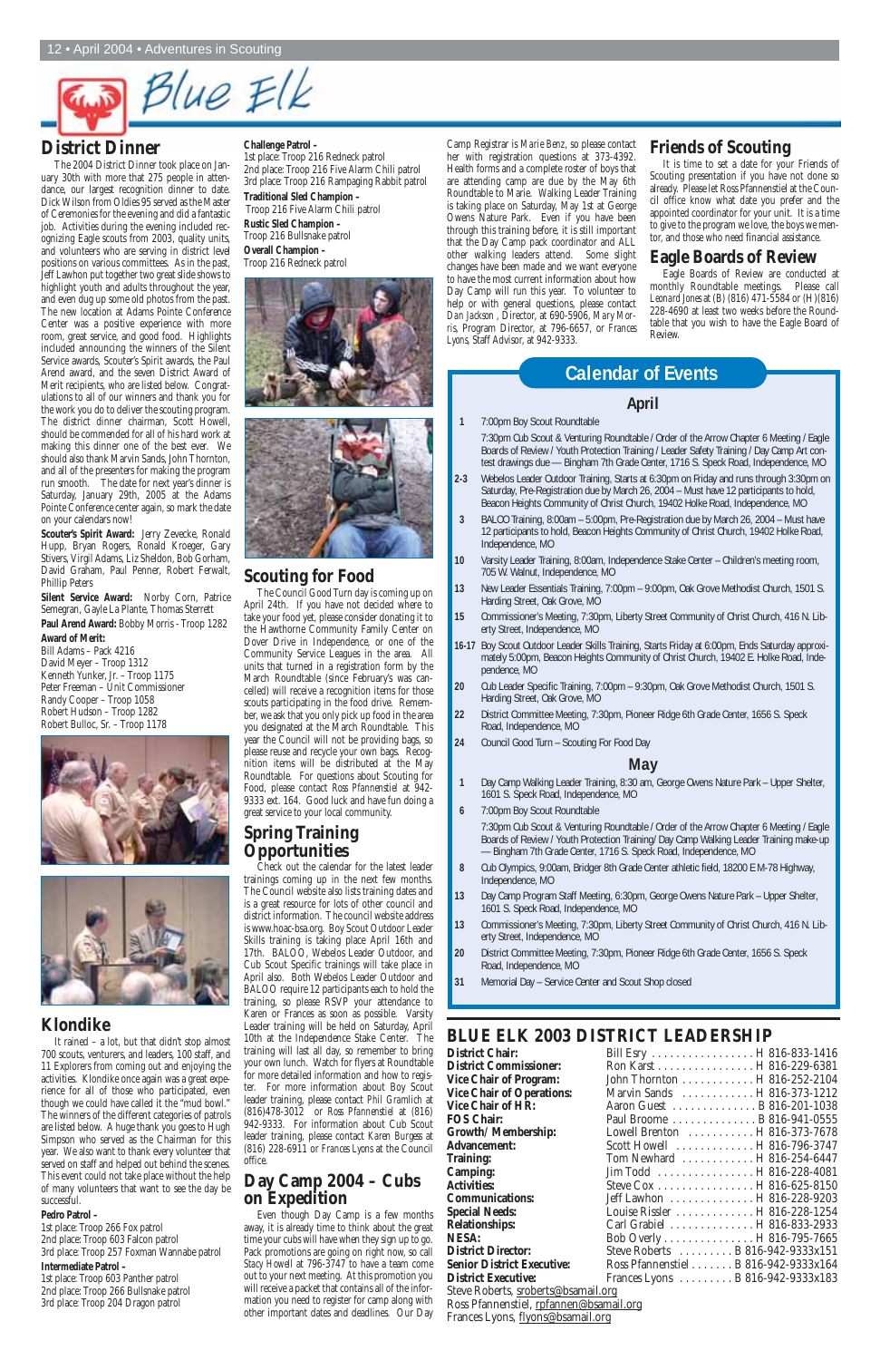# Blue Elk

## District Dinner

The 2004 District Dinner took place on January 30th with more that 275 people in attendance, our largest recognition dinner to date. Dick Wilson from Oldies 95 served as the Master of Ceremonies for the evening and did a fantastic job. Activities during the evening included recognizing Eagle scouts from 2003, quality units, and volunteers who are serving in district level positions on various committees. As in the past, Jeff Lawhon put together two great slide shows to highlight youth and adults throughout the year, and even dug up some old photos from the past. The new location at Adams Pointe Conference Center was a positive experience with more room, great service, and good food. Highlights included announcing the winners of the Silent Service awards, Scouter's Spirit awards, the Paul Arend award, and the seven District Award of Merit recipients, who are listed below. Congratulations to all of our winners and thank you for the work you do to deliver the scouting program. The district dinner chairman, Scott Howell, should be commended for all of his hard work at making this dinner one of the best ever. We should also thank Marvin Sands, John Thornton, and all of the presenters for making the program run smooth. The date for next year's dinner is Saturday, January 29th, 2005 at the Adams Pointe Conference center again, so mark the date on your calendars now!

**Scouter's Spirit Award:** Jerry Zevecke, Ronald Hupp, Bryan Rogers, Ronald Kroeger, Gary Stivers, Virgil Adams, Liz Sheldon, Bob Gorham, David Graham, Paul Penner, Robert Ferwalt, Phillip Peters

**Silent Service Award:** Norby Corn, Patrice Semegran, Gayle La Plante, Thomas Sterrett

**Paul Arend Award:** Bobby Morris - Troop 1282

**Award of Merit:**
Bill Adams – Pack 4216
David Meyer – Troop 1312
Kenneth Yunker, Jr. – Troop 1175
Peter Freeman – Unit Commissioner
Randy Cooper – Troop 1058
Robert Hudson – Troop 1282
Robert Bulloc, Sr. – Troop 1178

## Klondike

It rained – a lot, but that didn't stop almost 700 scouts, venturers, and leaders, 100 staff, and 11 Explorers from coming out and enjoying the activities. Klondike once again was a great experience for all of those who participated, even though we could have called it the "mud bowl." The winners of the different categories of patrols are listed below. A huge thank you goes to Hugh Simpson who served as the Chairman for this year. We also want to thank every volunteer that served on staff and helped out behind the scenes. This event could not take place without the help of many volunteers that want to see the day be successful.

**Pedro Patrol –**
1st place: Troop 266 Fox patrol
2nd place: Troop 603 Falcon patrol
3rd place: Troop 257 Foxman Wannabe patrol

**Intermediate Patrol –**
1st place: Troop 603 Panther patrol
2nd place: Troop 266 Bullsnake patrol
3rd place: Troop 204 Dragon patrol

**Challenge Patrol –**
1st place: Troop 216 Redneck patrol
2nd place: Troop 216 Five Alarm Chili patrol
3rd place: Troop 216 Rampaging Rabbit patrol

**Traditional Sled Champion –**
Troop 216 Five Alarm Chili patrol

**Rustic Sled Champion –**
Troop 216 Bullsnake patrol

**Overall Champion –**
Troop 216 Redneck patrol

## Scouting for Food

The Council Good Turn day is coming up on April 24th. If you have not decided where to take your food yet, please consider donating it to the Hawthorne Community Family Center on Dover Drive in Independence, or one of the Community Service Leagues in the area. All units that turned in a registration form by the March Roundtable (since February's was cancelled) will receive a recognition items for those scouts participating in the food drive. Remember, we ask that you only pick up food in the area you designated at the March Roundtable. This year the Council will not be providing bags, so please reuse and recycle your own bags. Recognition items will be distributed at the May Roundtable. For questions about Scouting for Food, please contact Ross Pfannenstiel at 942-9333 ext. 164. Good luck and have fun doing a great service to your local community.

## Spring Training Opportunities

Check out the calendar for the latest leader trainings coming up in the next few months. The Council website also lists training dates and is a great resource for lots of other council and district information. The council website address is www.hoac-bsa.org. Boy Scout Outdoor Leader Skills training is taking place April 16th and 17th. BALOO, Webelos Leader Outdoor, and Cub Scout Specific trainings will take place in April also. Both Webelos Leader Outdoor and BALOO require 12 participants each to hold the training, so please RSVP your attendance to Karen or Frances as soon as possible. Varsity Leader training will be held on Saturday, April 10th at the Independence Stake Center. The training will last all day, so remember to bring your own lunch. Watch for flyers at Roundtable for more detailed information and how to register. For more information about Boy Scout leader training, please contact Phil Gramlich at (816)478-3012 or Ross Pfannenstiel at (816) 942-9333. For information about Cub Scout leader training, please contact Karen Burgess at (816) 228-6911 or Frances Lyons at the Council office.

## Day Camp 2004 – Cubs on Expedition

Even though Day Camp is a few months away, it is already time to think about the great time your cubs will have when they sign up to go. Pack promotions are going on right now, so call Stacy Howell at 796-3747 to have a team come out to your next meeting. At this promotion you will receive a packet that contains all of the information you need to register for camp along with other important dates and deadlines. Our Day Camp Registrar is Marie Benz, so please contact her with registration questions at 373-4392. Health forms and a complete roster of boys that are attending camp are due by the May 6th Roundtable to Marie. Walking Leader Training is taking place on Saturday, May 1st at George Owens Nature Park. Even if you have been through this training before, it is still important that the Day Camp pack coordinator and ALL other walking leaders attend. Some slight changes have been made and we want everyone to have the most current information about how Day Camp will run this year. To volunteer to help or with general questions, please contact Dan Jackson, Director, at 690-5906, Mary Morris, Program Director, at 796-6657, or Frances Lyons, Staff Advisor, at 942-9333.

## Friends of Scouting

It is time to set a date for your Friends of Scouting presentation if you have not done so already. Please let Ross Pfannenstiel at the Council office know what date you prefer and the appointed coordinator for your unit. It is a time to give to the program we love, the boys we mentor, and those who need financial assistance.

## Eagle Boards of Review

Eagle Boards of Review are conducted at monthly Roundtable meetings. Please call Leonard Jones at (B) (816) 471-5584 or (H)(816) 228-4690 at least two weeks before the Roundtable that you wish to have the Eagle Board of Review.

## Calendar of Events

### April

| | |
|---|---|
| 1 | 7:00pm Boy Scout Roundtable<br>7:30pm Cub Scout & Venturing Roundtable / Order of the Arrow Chapter 6 Meeting / Eagle Boards of Review / Youth Protection Training / Leader Safety Training / Day Camp Art contest drawings due — Bingham 7th Grade Center, 1716 S. Speck Road, Independence, MO |
| 2-3 | Webelos Leader Outdoor Training, Starts at 6:30pm on Friday and runs through 3:30pm on Saturday, Pre-Registration due by March 26, 2004 – Must have 12 participants to hold, Beacon Heights Community of Christ Church, 19402 Holke Road, Independence, MO |
| 3 | BALOO Training, 8:00am – 5:00pm, Pre-Registration due by March 26, 2004 – Must have 12 participants to hold, Beacon Heights Community of Christ Church, 19402 Holke Road, Independence, MO |
| 10 | Varsity Leader Training, 8:00am, Independence Stake Center – Children's meeting room, 705 W. Walnut, Independence, MO |
| 13 | New Leader Essentials Training, 7:00pm – 9:00pm, Oak Grove Methodist Church, 1501 S. Harding Street, Oak Grove, MO |
| 15 | Commissioner's Meeting, 7:30pm, Liberty Street Community of Christ Church, 416 N. Liberty Street, Independence, MO |
| 16-17 | Boy Scout Outdoor Leader Skills Training, Starts Friday at 6:00pm, Ends Saturday approximately 5:00pm, Beacon Heights Community of Christ Church, 19402 E. Holke Road, Independence, MO |
| 20 | Cub Leader Specific Training, 7:00pm – 9:30pm, Oak Grove Methodist Church, 1501 S. Harding Street, Oak Grove, MO |
| 22 | District Committee Meeting, 7:30pm, Pioneer Ridge 6th Grade Center, 1656 S. Speck Road, Independence, MO |
| 24 | Council Good Turn – Scouting For Food Day |

### May

| | |
|---|---|
| 1 | Day Camp Walking Leader Training, 8:30 am, George Owens Nature Park – Upper Shelter, 1601 S. Speck Road, Independence, MO |
| 6 | 7:00pm Boy Scout Roundtable<br>7:30pm Cub Scout & Venturing Roundtable / Order of the Arrow Chapter 6 Meeting / Eagle Boards of Review / Youth Protection Training/ Day Camp Walking Leader Training make-up — Bingham 7th Grade Center, 1716 S. Speck Road, Independence, MO |
| 8 | Cub Olympics, 9:00am, Bridger 8th Grade Center athletic field, 18200 E M-78 Highway, Independence, MO |
| 13 | Day Camp Program Staff Meeting, 6:30pm, George Owens Nature Park – Upper Shelter, 1601 S. Speck Road, Independence, MO |
| 13 | Commissioner's Meeting, 7:30pm, Liberty Street Community of Christ Church, 416 N. Liberty Street, Independence, MO |
| 20 | District Committee Meeting, 7:30pm, Pioneer Ridge 6th Grade Center, 1656 S. Speck Road, Independence, MO |
| 31 | Memorial Day – Service Center and Scout Shop closed |

## BLUE ELK 2003 DISTRICT LEADERSHIP

| | | |
|---|---|---|
| **District Chair:** | Bill Esry | H 816-833-1416 |
| **District Commissioner:** | Ron Karst | H 816-229-6381 |
| **Vice Chair of Program:** | John Thornton | H 816-252-2104 |
| **Vice Chair of Operations:** | Marvin Sands | H 816-373-1212 |
| **Vice Chair of HR:** | Aaron Guest | B 816-201-1038 |
| **FOS Chair:** | Paul Broome | B 816-941-0555 |
| **Growth/ Membership:** | Lowell Brenton | H 816-373-7678 |
| **Advancement:** | Scott Howell | H 816-796-3747 |
| **Training:** | Tom Newhard | H 816-254-6447 |
| **Camping:** | Jim Todd | H 816-228-4081 |
| **Activities:** | Steve Cox | H 816-625-8150 |
| **Communications:** | Jeff Lawhon | H 816-228-9203 |
| **Special Needs:** | Louise Rissler | H 816-228-1254 |
| **Relationships:** | Carl Grabiel | H 816-833-2933 |
| **NESA:** | Bob Overly | H 816-795-7665 |
| **District Director:** | Steve Roberts | B 816-942-9333x151 |
| **Senior District Executive:** | Ross Pfannenstiel | B 816-942-9333x164 |
| **District Executive:** | Frances Lyons | B 816-942-9333x183 |

Steve Roberts, srobert@bsamail.org
Ross Pfannenstiel, rpfannen@bsamail.org
Frances Lyons, flyons@bsamail.org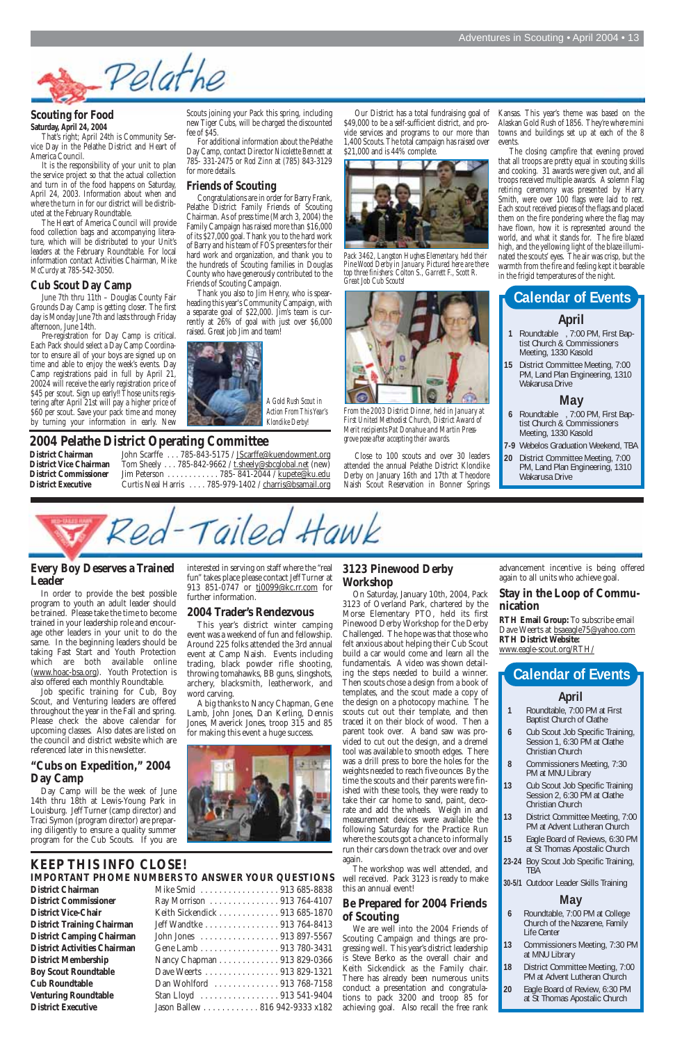# Pelathe

## Scouting for Food

**Saturday, April 24, 2004**

That's right; April 24th is Community Service Day in the Pelathe District and Heart of America Council.

It is the responsibility of your unit to plan the service project so that the actual collection and turn in of the food happens on Saturday, April 24, 2003. Information about when and where the turn in for our district will be distributed at the February Roundtable.

The Heart of America Council will provide food collection bags and accompanying literature, which will be distributed to your Unit's leaders at the February Roundtable. For local information contact Activities Chairman, Mike McCurdy at 785-542-3050.

## Cub Scout Day Camp

June 7th thru 11th – Douglas County Fair Grounds Day Camp is getting closer. The first day is Monday June 7th and lasts through Friday afternoon, June 14th.

Pre-registration for Day Camp is critical. Each Pack should select a Day Camp Coordinator to ensure all of your boys are signed up on time and able to enjoy the week's events. Day Camp registrations paid in full by April 21, 20024 will receive the early registration price of $45 per scout. Sign up early!! Those units registering after April 21st will pay a higher price of $60 per scout. Save your pack time and money by turning your information in early. New Scouts joining your Pack this spring, including new Tiger Cubs, will be charged the discounted fee of $45.

For additional information about the Pelathe Day Camp, contact Director Nicolette Bennett at 785- 331-2475 or Rod Zinn at (785) 843-3129 for more details.

## Friends of Scouting

Congratulations are in order for Barry Frank, Pelathe District Family Friends of Scouting Chairman. As of press time (March 3, 2004) the Family Campaign has raised more than $16,000 of its $27,000 goal. Thank you to the hard work of Barry and his team of FOS presenters for their hard work and organization, and thank you to the hundreds of Scouting families in Douglas County who have generously contributed to the Friends of Scouting Campaign.

Thank you also to Jim Henry, who is spearheading this year's Community Campaign, with a separate goal of of $22,000. Jim's team is currently at 26% of goal with just over $6,000 raised. Great job Jim and team!

*A Gold Rush Scout in Action From This Year's Klondike Derby!*

Our District has a total fundraising goal of $49,000 to be a self-sufficient district, and provide services and programs to our more than 1,400 Scouts. The total campaign has raised over $21,000 and is 44% complete.

*Pack 3462, Langston Hughes Elementary, held their PineWood Derby in January. Pictured here are there top three finishers Colton S., Garrett F., Scott R. Great Job Cub Scouts!*

*From the 2003 District Dinner, held in January at First United Methodist Church, District Award of Merit recipients Pat Donahue and Martin Pressgrove pose after accepting their awards.*

Close to 100 scouts and over 30 leaders attended the annual Pelathe District Klondike Derby on January 16th and 17th at Theodore Naish Scout Reservation in Bonner Springs Kansas. This year's theme was based on the Alaskan Gold Rush of 1856. They're where mini towns and buildings set up at each of the 8 events.

The closing campfire that evening proved that all troops are pretty equal in scouting skills and cooking. 31 awards were given out, and all troops received multiple awards. A solemn Flag retiring ceremony was presented by Harry Smith, were over 100 flags were laid to rest. Each scout received pieces of the flags and placed them on the fire pondering where the flag may have flown, how it is represented around the world, and what it stands for. The fire blazed high, and the yellowing light of the blaze illuminated the scouts' eyes. The air was crisp, but the warmth from the fire and feeling kept it bearable in the frigid temperatures of the night.

## Calendar of Events

### April

- **1** Roundtable , 7:00 PM, First Baptist Church & Commissioners Meeting, 1330 Kasold
- **15** District Committee Meeting, 7:00 PM, Land Plan Engineering, 1310 Wakarusa Drive

### May

- **6** Roundtable , 7:00 PM, First Baptist Church & Commissioners Meeting, 1330 Kasold
- **7-9** Webelos Graduation Weekend, TBA
- **20** District Committee Meeting, 7:00 PM, Land Plan Engineering, 1310 Wakarusa Drive

## 2004 Pelathe District Operating Committee

| | |
|---|---|
| **District Chairman** | John Scarffe . . . 785-843-5175 / JScarffe@kuendowment.org |
| **District Vice Chairman** | Tom Sheely . . . 785-842-9662 / t.sheely@sbcglobal.net (new) |
| **District Commissioner** | Jim Peterson . . . . . . . . . . . . 785- 841-2044 / kupete@ku.edu |
| **District Executive** | Curtis Neal Harris . . . . 785-979-1402 / charris@bsamail.org |

# Red-Tailed Hawk

## Every Boy Deserves a Trained Leader

In order to provide the best possible program to youth an adult leader should be trained. Please take the time to become trained in your leadership role and encourage other leaders in your unit to do the same. In the beginning leaders should be taking Fast Start and Youth Protection which are both available online (www.hoac-bsa.org). Youth Protection is also offered each monthly Roundtable.

Job specific training for Cub, Boy Scout, and Venturing leaders are offered throughout the year in the Fall and spring. Please check the above calendar for upcoming classes. Also dates are listed on the council and district website which are referenced later in this newsletter.

## "Cubs on Expedition," 2004 Day Camp

Day Camp will be the week of June 14th thru 18th at Lewis-Young Park in Louisburg. Jeff Turner (camp director) and Traci Symon (program director) are preparing diligently to ensure a quality summer program for the Cub Scouts. If you are interested in serving on staff where the "real fun" takes place please contact Jeff Turner at 913 851-0747 or tj0099@kc.rr.com for further information.

## 2004 Trader's Rendezvous

This year's district winter camping event was a weekend of fun and fellowship. Around 225 folks attended the 3rd annual event at Camp Naish. Events including trading, black powder rifle shooting, throwing tomahawks, BB guns, slingshots, archery, blacksmith, leatherwork, and word carving.

A big thanks to Nancy Chapman, Gene Lamb, John Jones, Dan Kerling, Dennis Jones, Maverick Jones, troop 315 and 85 for making this event a huge success.

## 3123 Pinewood Derby Workshop

On Saturday, January 10th, 2004, Pack 3123 of Overland Park, chartered by the Morse Elementary PTO, held its first Pinewood Derby Workshop for the Derby Challenged. The hope was that those who felt anxious about helping their Cub Scout build a car would come and learn all the fundamentals. A video was shown detailing the steps needed to build a winner. Then scouts chose a design from a book of templates, and the scout made a copy of the design on a photocopy machine. The scouts cut out their template, and then traced it on their block of wood. Then a parent took over. A band saw was provided to cut out the design, and a dremel tool was available to smooth edges. There was a drill press to bore the holes for the weights needed to reach five ounces By the time the scouts and their parents were finished with these tools, they were ready to take their car home to sand, paint, decorate and add the wheels. Weigh in and measurement devices were available the following Saturday for the Practice Run where the scouts got a chance to informally run their cars down the track over and over again.

The workshop was well attended, and well received. Pack 3123 is ready to make this an annual event!

## Be Prepared for 2004 Friends of Scouting

We are well into the 2004 Friends of Scouting Campaign and things are progressing well. This year's district leadership is Steve Berko as the overall chair and Keith Sickendick as the Family chair. There has already been numerous units conduct a presentation and congratulations to pack 3200 and troop 85 for achieving goal. Also recall the free rank advancement incentive is being offered again to all units who achieve goal.

## Stay in the Loop of Communication

**RTH Email Group:** To subscribe email Dave Weerts at bsaeagle75@yahoo.com
**RTH District Website:**
www.eagle-scout.org/RTH/

## Calendar of Events

### April

- **1** Roundtable, 7:00 PM at First Baptist Church of Olathe
- **6** Cub Scout Job Specific Training, Session 1, 6:30 PM at Olathe Christian Church
- **8** Commissioners Meeting, 7:30 PM at MNU Library
- **13** Cub Scout Job Specific Training Session 2, 6:30 PM at Olathe Christian Church
- **13** District Committee Meeting, 7:00 PM at Advent Lutheran Church
- **15** Eagle Board of Reviews, 6:30 PM at St Thomas Apostalic Church
- **23-24** Boy Scout Job Specific Training, TBA
- **30-5/1** Outdoor Leader Skills Training

### May

- **6** Roundtable, 7:00 PM at College Church of the Nazarene, Family Life Center
- **13** Commissioners Meeting, 7:30 PM at MNU Library
- **18** District Committee Meeting, 7:00 PM at Advent Lutheran Church
- **20** Eagle Board of Review, 6:30 PM at St Thomas Apostalic Church

## KEEP THIS INFO CLOSE!

**IMPORTANT PHONE NUMBERS TO ANSWER YOUR QUESTIONS**

| | |
|---|---|
| **District Chairman** | Mike Smid . . . . . . . . . . . . . . . . . 913 685-8838 |
| **District Commissioner** | Ray Morrison . . . . . . . . . . . . . . . 913 764-4107 |
| **District Vice-Chair** | Keith Sickendick . . . . . . . . . . . . . 913 685-1870 |
| **District Training Chairman** | Jeff Wandtke . . . . . . . . . . . . . . . . 913 764-8413 |
| **District Camping Chairman** | John Jones . . . . . . . . . . . . . . . . 913 897-5567 |
| **District Activities Chairman** | Gene Lamb . . . . . . . . . . . . . . . . . 913 780-3431 |
| **District Membership** | Nancy Chapman . . . . . . . . . . . . . 913 829-0366 |
| **Boy Scout Roundtable** | Dave Weerts . . . . . . . . . . . . . . . . 913 829-1321 |
| **Cub Roundtable** | Dan Wohlford . . . . . . . . . . . . . . 913 768-7158 |
| **Venturing Roundtable** | Stan Lloyd . . . . . . . . . . . . . . . . . 913 541-9404 |
| **District Executive** | Jason Ballew . . . . . . . . . . . . 816 942-9333 x182 |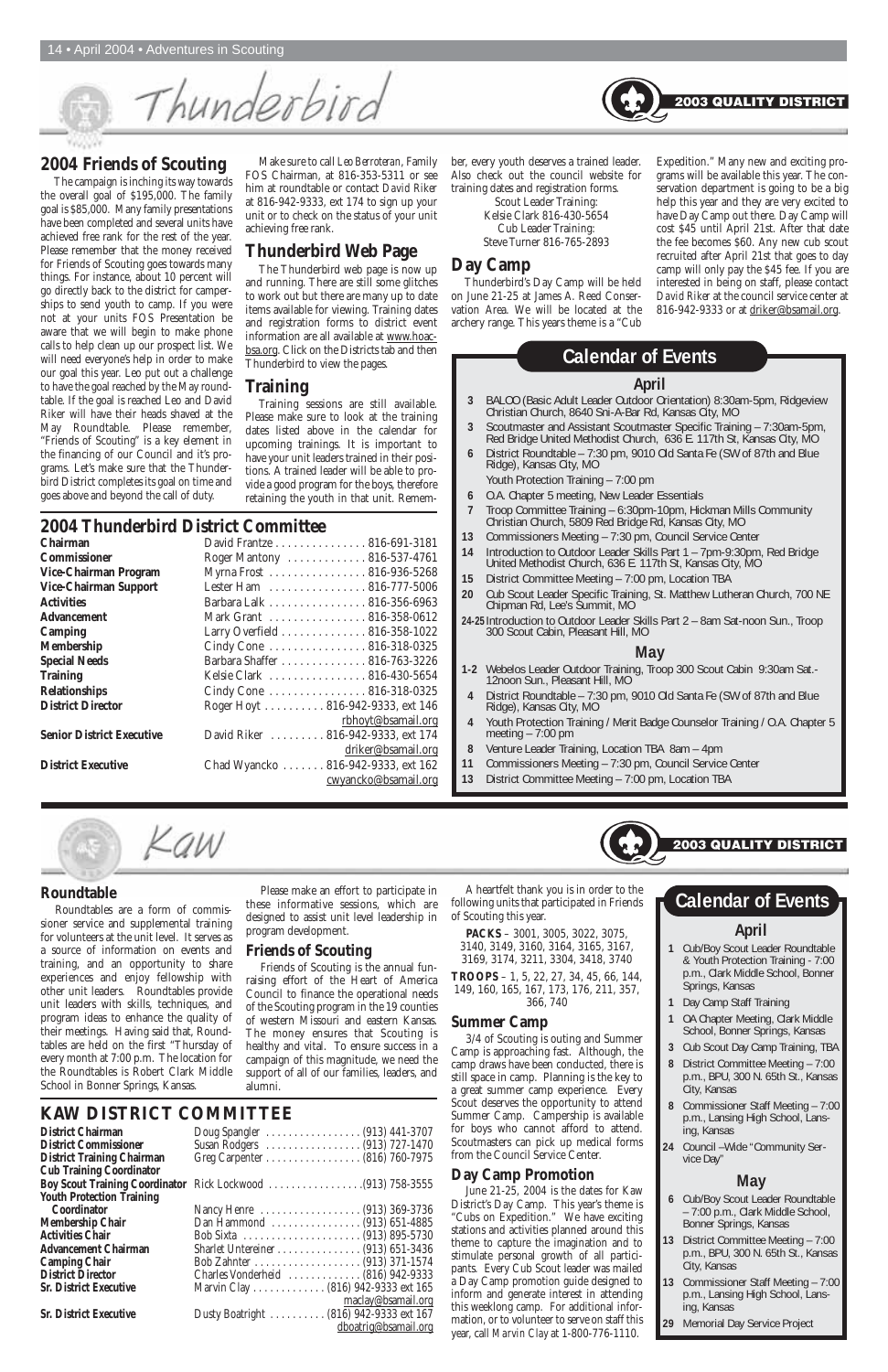# Thunderbird

**2003 QUALITY DISTRICT**

## 2004 Friends of Scouting

The campaign is inching its way towards the overall goal of $195,000. The family goal is $85,000. Many family presentations have been completed and several units have achieved free rank for the rest of the year. Please remember that the money received for Friends of Scouting goes towards many things. For instance, about 10 percent will go directly back to the district for camperships to send youth to camp. If you were not at your units FOS Presentation be aware that we will begin to make phone calls to help clean up our prospect list. We will need everyone's help in order to make our goal this year. Leo put out a challenge to have the goal reached by the May roundtable. If the goal is reached Leo and David Riker will have their heads shaved at the May Roundtable. Please remember, "Friends of Scouting" is a key element in the financing of our Council and it's programs. Let's make sure that the Thunderbird District completes its goal on time and goes above and beyond the call of duty.

Make sure to call Leo Berroteran, Family FOS Chairman, at 816-353-5311 or see him at roundtable or contact David Riker at 816-942-9333, ext 174 to sign up your unit or to check on the status of your unit achieving free rank.

## Thunderbird Web Page

The Thunderbird web page is now up and running. There are still some glitches to work out but there are many up to date items available for viewing. Training dates and registration forms to district event information are all available at www.hoac-bsa.org. Click on the Districts tab and then Thunderbird to view the pages.

## Training

Training sessions are still available. Please make sure to look at the training dates listed above in the calendar for upcoming trainings. It is important to have your unit leaders trained in their positions. A trained leader will be able to provide a good program for the boys, therefore retaining the youth in that unit. Remember, every youth deserves a trained leader. Also check out the council website for training dates and registration forms.

Scout Leader Training:
Kelsie Clark 816-430-5654
Cub Leader Training:
Steve Turner 816-765-2893

## Day Camp

Thunderbird's Day Camp will be held on June 21-25 at James A. Reed Conservation Area. We will be located at the archery range. This years theme is a "Cub Expedition." Many new and exciting programs will be available this year. The conservation department is going to be a big help this year and they are very excited to have Day Camp out there. Day Camp will cost $45 until April 21st. After that date the fee becomes $60. Any new cub scout recruited after April 21st that goes to day camp will only pay the $45 fee. If you are interested in being on staff, please contact David Riker at the council service center at 816-942-9333 or at driker@bsamail.org.

## Calendar of Events

### April

- **3** BALOO (Basic Adult Leader Outdoor Orientation) 8:30am-5pm, Ridgeview Christian Church, 8640 Sni-A-Bar Rd, Kansas City, MO
- **3** Scoutmaster and Assistant Scoutmaster Specific Training – 7:30am-5pm, Red Bridge United Methodist Church, 636 E. 117th St, Kansas City, MO
- **6** District Roundtable – 7:30 pm, 9010 Old Santa Fe (SW of 87th and Blue Ridge), Kansas City, MO
  Youth Protection Training – 7:00 pm
- **6** O.A. Chapter 5 meeting, New Leader Essentials
- **7** Troop Committee Training – 6:30pm-10pm, Hickman Mills Community Christian Church, 5809 Red Bridge Rd, Kansas City, MO
- **13** Commissioners Meeting – 7:30 pm, Council Service Center
- **14** Introduction to Outdoor Leader Skills Part 1 – 7pm-9:30pm, Red Bridge United Methodist Church, 636 E. 117th St, Kansas City, MO
- **15** District Committee Meeting – 7:00 pm, Location TBA
- **20** Cub Scout Leader Specific Training, St. Matthew Lutheran Church, 700 NE Chipman Rd, Lee's Summit, MO
- **24-25** Introduction to Outdoor Leader Skills Part 2 – 8am Sat-noon Sun., Troop 300 Scout Cabin, Pleasant Hill, MO

### May

- **1-2** Webelos Leader Outdoor Training, Troop 300 Scout Cabin 9:30am Sat.-12noon Sun., Pleasant Hill, MO
- **4** District Roundtable – 7:30 pm, 9010 Old Santa Fe (SW of 87th and Blue Ridge), Kansas City, MO
- **4** Youth Protection Training / Merit Badge Counselor Training / O.A. Chapter 5 meeting – 7:00 pm
- **8** Venture Leader Training, Location TBA 8am – 4pm
- **11** Commissioners Meeting – 7:30 pm, Council Service Center
- **13** District Committee Meeting – 7:00 pm, Location TBA

## 2004 Thunderbird District Committee

| | |
|---|---|
| **Chairman** | David Frantze 816-691-3181 |
| **Commissioner** | Roger Mantony 816-537-4761 |
| **Vice-Chairman Program** | Myrna Frost 816-936-5268 |
| **Vice-Chairman Support** | Lester Ham 816-777-5006 |
| **Activities** | Barbara Lalk 816-356-6963 |
| **Advancement** | Mark Grant 816-358-0612 |
| **Camping** | Larry Overfield 816-358-1022 |
| **Membership** | Cindy Cone 816-318-0325 |
| **Special Needs** | Barbara Shaffer 816-763-3226 |
| **Training** | Kelsie Clark 816-430-5654 |
| **Relationships** | Cindy Cone 816-318-0325 |
| **District Director** | Roger Hoyt 816-942-9333, ext 146 rbhoyt@bsamail.org |
| **Senior District Executive** | David Riker 816-942-9333, ext 174 driker@bsamail.org |
| **District Executive** | Chad Wyancko 816-942-9333, ext 162 cwyancko@bsamail.org |

# Kaw

**2003 QUALITY DISTRICT**

## Roundtable

Roundtables are a form of commissioner service and supplemental training for volunteers at the unit level. It serves as a source of information on events and training, and an opportunity to share experiences and enjoy fellowship with other unit leaders. Roundtables provide unit leaders with skills, techniques, and program ideas to enhance the quality of their meetings. Having said that, Roundtables are held on the first "Thursday of every month at 7:00 p.m. The location for the Roundtables is Robert Clark Middle School in Bonner Springs, Kansas.

Please make an effort to participate in these informative sessions, which are designed to assist unit level leadership in program development.

## Friends of Scouting

Friends of Scouting is the annual fundraising effort of the Heart of America Council to finance the operational needs of the Scouting program in the 19 counties of western Missouri and eastern Kansas. The money ensures that Scouting is healthy and vital. To ensure success in a campaign of this magnitude, we need the support of all of our families, leaders, and alumni.

A heartfelt thank you is in order to the following units that participated in Friends of Scouting this year.

**PACKS** – 3001, 3005, 3022, 3075, 3140, 3149, 3160, 3164, 3165, 3167, 3169, 3174, 3211, 3304, 3418, 3740

**TROOPS** – 1, 5, 22, 27, 34, 45, 66, 144, 149, 160, 165, 167, 173, 176, 211, 357, 366, 740

## Summer Camp

3/4 of Scouting is outing and Summer Camp is approaching fast. Although, the camp draws have been conducted, there is still space in camp. Planning is the key to a great summer camp experience. Every Scout deserves the opportunity to attend Summer Camp. Campership is available for boys who cannot afford to attend. Scoutmasters can pick up medical forms from the Council Service Center.

## Day Camp Promotion

June 21-25, 2004 is the dates for Kaw District's Day Camp. This year's theme is "Cubs on Expedition." We have exciting stations and activities planned around this theme to capture the imagination and to stimulate personal growth of all participants. Every Cub Scout leader was mailed a Day Camp promotion guide designed to inform and generate interest in attending this weeklong camp. For additional information, or to volunteer to serve on staff this year, call Marvin Clay at 1-800-776-1110.

## Calendar of Events

### April

- **1** Cub/Boy Scout Leader Roundtable & Youth Protection Training - 7:00 p.m., Clark Middle School, Bonner Springs, Kansas
- **1** Day Camp Staff Training
- **1** OA Chapter Meeting, Clark Middle School, Bonner Springs, Kansas
- **3** Cub Scout Day Camp Training, TBA
- **8** District Committee Meeting – 7:00 p.m., BPU, 300 N. 65th St., Kansas City, Kansas
- **8** Commissioner Staff Meeting – 7:00 p.m., Lansing High School, Lansing, Kansas
- **24** Council –Wide "Community Service Day"

### May

- **6** Cub/Boy Scout Leader Roundtable – 7:00 p.m., Clark Middle School, Bonner Springs, Kansas
- **13** District Committee Meeting – 7:00 p.m., BPU, 300 N. 65th St., Kansas City, Kansas
- **13** Commissioner Staff Meeting – 7:00 p.m., Lansing High School, Lansing, Kansas
- **29** Memorial Day Service Project

## KAW DISTRICT COMMITTEE

| | |
|---|---|
| **District Chairman** | Doug Spangler (913) 441-3707 |
| **District Commissioner** | Susan Rodgers (913) 727-1470 |
| **District Training Chairman** | Greg Carpenter (816) 760-7975 |
| **Cub Training Coordinator** | |
| **Boy Scout Training Coordinator** | Rick Lockwood (913) 758-3555 |
| **Youth Protection Training Coordinator** | Nancy Henre (913) 369-3736 |
| **Membership Chair** | Dan Hammond (913) 651-4885 |
| **Activities Chair** | Bob Sixta (913) 895-5730 |
| **Advancement Chairman** | Sharlet Untereiner (913) 651-3436 |
| **Camping Chair** | Bob Zahnter (913) 371-1574 |
| **District Director** | Charles Vonderheid (816) 942-9333 |
| **Sr. District Executive** | Marvin Clay (816) 942-9333 ext 165 maclay@bsamail.org |
| **Sr. District Executive** | Dusty Boatright (816) 942-9333 ext 167 dboatrig@bsamail.org |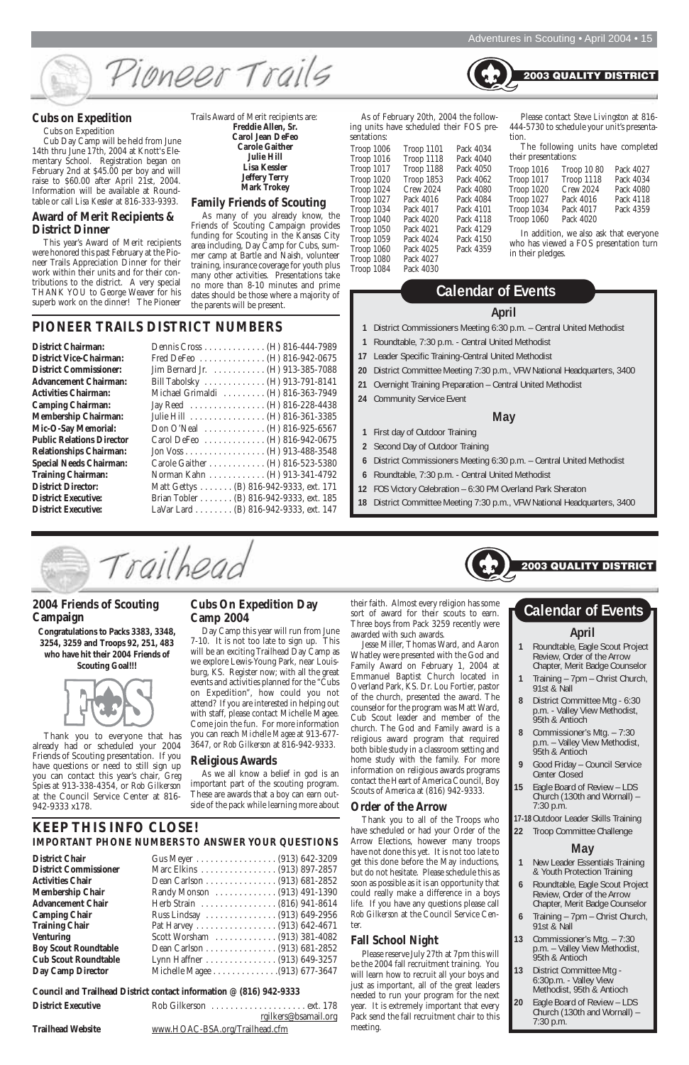# Pioneer Trails

2003 QUALITY DISTRICT

## Cubs on Expedition

Cubs on Expedition

Cub Day Camp will be held from June 14th thru June 17th, 2004 at Knott's Elementary School. Registration began on February 2nd at $45.00 per boy and will raise to $60.00 after April 21st, 2004. Information will be available at Roundtable or call Lisa Kessler at 816-333-9393.

## Award of Merit Recipients & District Dinner

This year's Award of Merit recipients were honored this past February at the Pioneer Trails Appreciation Dinner for their work within their units and for their contributions to the district. A very special THANK YOU to George Weaver for his superb work on the dinner! The Pioneer Trails Award of Merit recipients are:

**Freddie Allen, Sr.**
**Carol Jean DeFeo**
**Carole Gaither**
**Julie Hill**
**Lisa Kessler**
**Jeffery Terry**
**Mark Trokey**

## Family Friends of Scouting

As many of you already know, the Friends of Scouting Campaign provides funding for Scouting in the Kansas City area including, Day Camp for Cubs, summer camp at Bartle and Naish, volunteer training, insurance coverage for youth plus many other activities. Presentations take no more than 8-10 minutes and prime dates should be those where a majority of the parents will be present.

As of February 20th, 2004 the following units have scheduled their FOS presentations:

| | | |
|---|---|---|
| Troop 1006 | Troop 1101 | Pack 4034 |
| Troop 1016 | Troop 1118 | Pack 4040 |
| Troop 1017 | Troop 1188 | Pack 4050 |
| Troop 1020 | Troop 1853 | Pack 4062 |
| Troop 1024 | Crew 2024 | Pack 4080 |
| Troop 1027 | Pack 4016 | Pack 4084 |
| Troop 1034 | Pack 4017 | Pack 4101 |
| Troop 1040 | Pack 4020 | Pack 4118 |
| Troop 1050 | Pack 4021 | Pack 4129 |
| Troop 1059 | Pack 4024 | Pack 4150 |
| Troop 1060 | Pack 4025 | Pack 4359 |
| Troop 1080 | Pack 4027 | |
| Troop 1084 | Pack 4030 | |

Please contact Steve Livingston at 816-444-5730 to schedule your unit's presentation.

The following units have completed their presentations:

| | | |
|---|---|---|
| Troop 1016 | Troop 10 80 | Pack 4027 |
| Troop 1017 | Troop 1118 | Pack 4034 |
| Troop 1020 | Crew 2024 | Pack 4080 |
| Troop 1027 | Pack 4016 | Pack 4118 |
| Troop 1034 | Pack 4017 | Pack 4359 |
| Troop 1060 | Pack 4020 | |

In addition, we also ask that everyone who has viewed a FOS presentation turn in their pledges.

## PIONEER TRAILS DISTRICT NUMBERS

| | |
|---|---|
| **District Chairman:** | Dennis Cross . . . . . . . . . . . . . (H) 816-444-7989 |
| **District Vice-Chairman:** | Fred DeFeo . . . . . . . . . . . . . . (H) 816-942-0675 |
| **District Commissioner:** | Jim Bernard Jr. . . . . . . . . . . . (H) 913-385-7088 |
| **Advancement Chairman:** | Bill Tabolsky . . . . . . . . . . . . . (H) 913-791-8141 |
| **Activities Chairman:** | Michael Grimaldi . . . . . . . . . (H) 816-363-7949 |
| **Camping Chairman:** | Jay Reed . . . . . . . . . . . . . . . . (H) 816-228-4438 |
| **Membership Chairman:** | Julie Hill . . . . . . . . . . . . . . . . (H) 816-361-3385 |
| **Mic-O-Say Memorial:** | Don O'Neal . . . . . . . . . . . . . (H) 816-925-6567 |
| **Public Relations Director** | Carol DeFeo . . . . . . . . . . . . . (H) 816-942-0675 |
| **Relationships Chairman:** | Jon Voss . . . . . . . . . . . . . . . . . (H) 913-488-3548 |
| **Special Needs Chairman:** | Carole Gaither . . . . . . . . . . . . (H) 816-523-5380 |
| **Training Chairman:** | Norman Kahn . . . . . . . . . . . . (H) 913-341-4792 |
| **District Director:** | Matt Gettys . . . . . . . (B) 816-942-9333, ext. 171 |
| **District Executive:** | Brian Tobler . . . . . . . (B) 816-942-9333, ext. 185 |
| **District Executive:** | LaVar Lard . . . . . . . . (B) 816-942-9333, ext. 147 |

## Calendar of Events

### April

- **1** District Commissioners Meeting 6:30 p.m. – Central United Methodist
- **1** Roundtable, 7:30 p.m. - Central United Methodist
- **17** Leader Specific Training-Central United Methodist
- **20** District Committee Meeting 7:30 p.m., VFW National Headquarters, 3400
- **21** Overnight Training Preparation – Central United Methodist
- **24** Community Service Event

### May

- **1** First day of Outdoor Training
- **2** Second Day of Outdoor Training
- **6** District Commissioners Meeting 6:30 p.m. – Central United Methodist
- **6** Roundtable, 7:30 p.m. - Central United Methodist
- **12** FOS Victory Celebration – 6:30 PM Overland Park Sheraton
- **18** District Committee Meeting 7:30 p.m., VFW National Headquarters, 3400

# Trailhead

2003 QUALITY DISTRICT

## 2004 Friends of Scouting Campaign

**Congratulations to Packs 3383, 3348, 3254, 3259 and Troops 92, 251, 483 who have hit their 2004 Friends of Scouting Goal!!!**

Thank you to everyone that has already had or scheduled your 2004 Friends of Scouting presentation. If you have questions or need to still sign up you can contact this year's chair, Greg Spies at 913-338-4354, or Rob Gilkerson at the Council Service Center at 816-942-9333 x178.

## Cubs On Expedition Day Camp 2004

Day Camp this year will run from June 7-10. It is not too late to sign up. This will be an exciting Trailhead Day Camp as we explore Lewis-Young Park, near Louisburg, KS. Register now; with all the great events and activities planned for the "Cubs on Expedition", how could you not attend? If you are interested in helping out with staff, please contact Michelle Magee. Come join the fun. For more information you can reach Michelle Magee at 913-677-3647, or Rob Gilkerson at 816-942-9333.

## Religious Awards

As we all know a belief in god is an important part of the scouting program. These are awards that a boy can earn outside of the pack while learning more about their faith. Almost every religion has some sort of award for their scouts to earn. Three boys from Pack 3259 recently were awarded with such awards.

Jesse Miller, Thomas Ward, and Aaron Whatley were presented with the God and Family Award on February 1, 2004 at Emmanuel Baptist Church located in Overland Park, KS. Dr. Lou Fortier, pastor of the church, presented the award. The counselor for the program was Matt Ward, Cub Scout leader and member of the church. The God and Family award is a religious award program that required both bible study in a classroom setting and home study with the family. For more information on religious awards programs contact the Heart of America Council, Boy Scouts of America at (816) 942-9333.

## Order of the Arrow

Thank you to all of the Troops who have scheduled or had your Order of the Arrow Elections, however many troops have not done this yet. It is not too late to get this done before the May inductions, but do not hesitate. Please schedule this as soon as possible as it is an opportunity that could really make a difference in a boys life. If you have any questions please call Rob Gilkerson at the Council Service Center.

## Fall School Night

Please reserve July 27th at 7pm this will be the 2004 fall recruitment training. You will learn how to recruit all your boys and just as important, all of the great leaders needed to run your program for the next year. It is extremely important that every Pack send the fall recruitment chair to this meeting.

## Calendar of Events

### April

- **1** Roundtable, Eagle Scout Project Review, Order of the Arrow Chapter, Merit Badge Counselor
- **1** Training – 7pm – Christ Church, 91st & Nall
- **8** District Committee Mtg - 6:30 p.m. - Valley View Methodist, 95th & Antioch
- **8** Commissioner's Mtg. – 7:30 p.m. – Valley View Methodist, 95th & Antioch
- **9** Good Friday – Council Service Center Closed
- **15** Eagle Board of Review – LDS Church (130th and Wornall) – 7:30 p.m.
- **17-18** Outdoor Leader Skills Training
- **22** Troop Committee Challenge

### May

- **1** New Leader Essentials Training & Youth Protection Training
- **6** Roundtable, Eagle Scout Project Review, Order of the Arrow Chapter, Merit Badge Counselor
- **6** Training – 7pm – Christ Church, 91st & Nall
- **13** Commissioner's Mtg. – 7:30 p.m. – Valley View Methodist, 95th & Antioch
- **13** District Committee Mtg - 6:30p.m. - Valley View Methodist, 95th & Antioch
- **20** Eagle Board of Review – LDS Church (130th and Wornall) – 7:30 p.m.

## KEEP THIS INFO CLOSE!

### IMPORTANT PHONE NUMBERS TO ANSWER YOUR QUESTIONS

| | |
|---|---|
| **District Chair** | Gus Meyer . . . . . . . . . . . . . . . . . (913) 642-3209 |
| **District Commissioner** | Marc Elkins . . . . . . . . . . . . . . . (913) 897-2857 |
| **Activities Chair** | Dean Carlson . . . . . . . . . . . . . . (913) 681-2852 |
| **Membership Chair** | Randy Monson . . . . . . . . . . . . (913) 491-1390 |
| **Advancement Chair** | Herb Strain . . . . . . . . . . . . . . . (816) 941-8614 |
| **Camping Chair** | Russ Lindsay . . . . . . . . . . . . . . (913) 649-2956 |
| **Training Chair** | Pat Harvey . . . . . . . . . . . . . . . . (913) 642-4671 |
| **Venturing** | Scott Worsham . . . . . . . . . . . . (913) 381-4082 |
| **Boy Scout Roundtable** | Dean Carlson . . . . . . . . . . . . . . (913) 681-2852 |
| **Cub Scout Roundtable** | Lynn Haffner . . . . . . . . . . . . . . (913) 649-3257 |
| **Day Camp Director** | Michelle Magee . . . . . . . . . . . . .(913) 677-3647 |

**Council and Trailhead District contact information @ (816) 942-9333**

| | |
|---|---|
| **District Executive** | Rob Gilkerson . . . . . . . . . . . . . . . . . . . . ext. 178 rgilkers@bsamail.org |
| **Trailhead Website** | www.HOAC-BSA.org/Trailhead.cfm |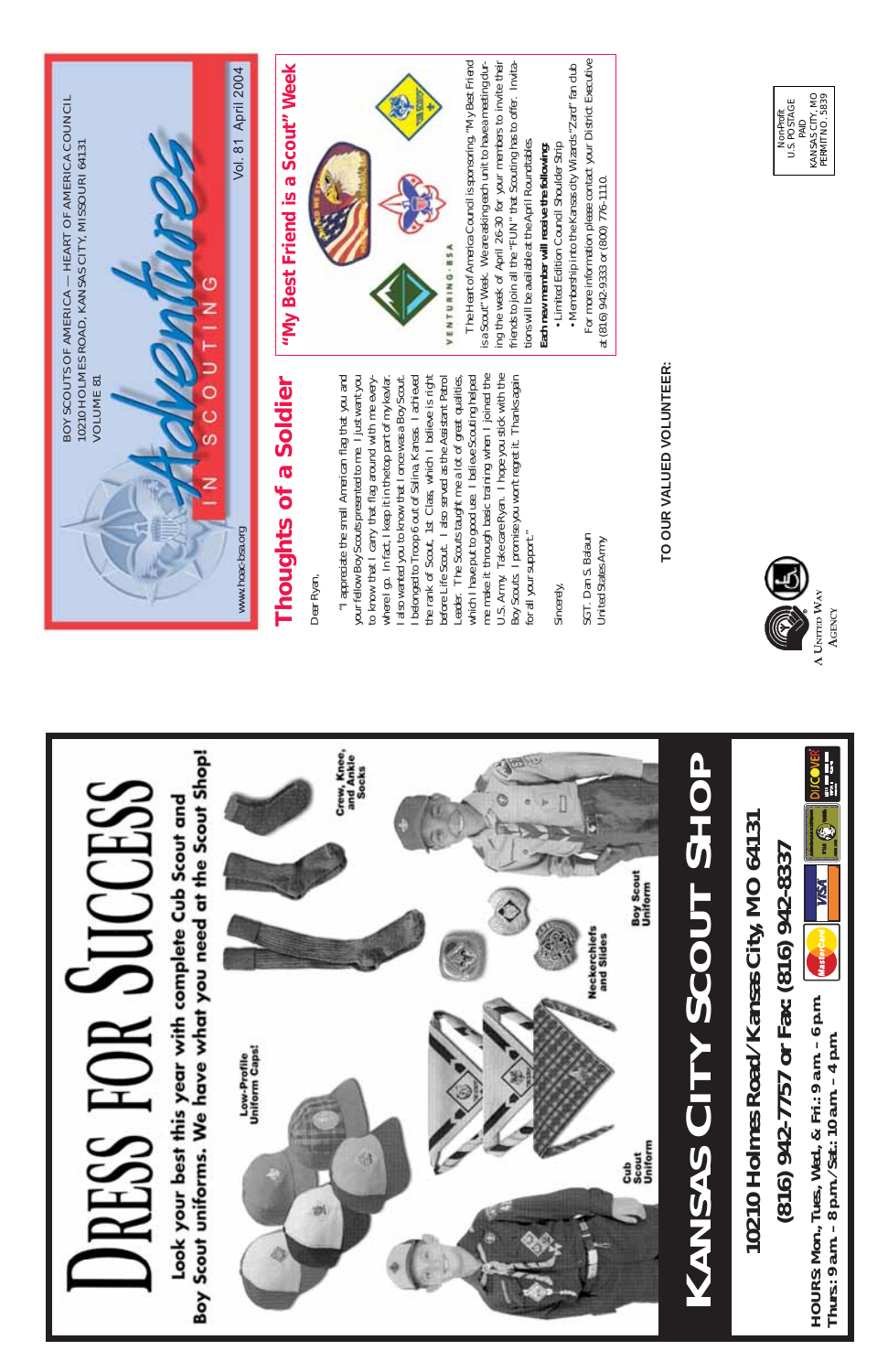BOY SCOUTS OF AMERICA — HEART OF AMERICA COUNCIL
10210 HOLMES ROAD, KANSAS CITY, MISSOURI 64131
VOLUME 81

# Adventures IN SCOUTING

www.hoac-bsa.org

Vol. 81 April 2004

## Thoughts of a Soldier

Dear Ryan,

"I appreciate the small American flag that you and your fellow Boy Scouts presented to me. I just want you to know that I carry that flag around with me everywhere I go. In fact, I keep it in the top part of my kevlar. I also wanted you to know that I once was a Boy Scout. I belonged to Troop 6 out of Salina, Kansas. I achieved the rank of Scout, 1st Class, which I believe is right before Life Scout. I also served as the Assistant Patrol Leader. The Scouts taught me a lot of great qualities, which I have put to good use. I believe Scouting helped me make it through basic training when I joined the U.S. Army. Take care Ryan. I hope you stick with the Boy Scouts. I promise you won't regret it. Thanks again for all your support."

Sincerely,

SGT. Dan S. Balaun
United States Army

## "My Best Friend is a Scout" Week

The Heart of America Council is sponsoring, "My Best Friend is a Scout" Week. We are asking each unit to have a meeting during the week of April 26-30 for your members to invite their friends to join all the "FUN" that Scouting has to offer. Invitations will be available at the April Roundtables.

**Each new member will receive the following:**

- Limited Edition Council Shoulder Strip
- Membership into the Kansas city Wizards "Zard" fan club

For more information please contact your District Executive at (816) 942-9333 or (800) 776-1110.

TO OUR VALUED VOLUNTEER:

A United Way Agency

NonProfit
U.S. POSTAGE
PAID
KANSAS CITY, MO
PERMIT NO. 5839

# Dress for Success

Look your best this year with complete Cub Scout and Boy Scout uniforms. We have what you need at the Scout Shop!

Cub Scout Uniform

Low-Profile Uniform Caps!

Neckerchiefs and Slides

Boy Scout Uniform

Crew, Knee, and Ankle Socks

## Kansas City Scout Shop

10210 Holmes Road/Kansas City, MO 64131
(816) 942-7757 or Fax: (816) 942-8337

HOURS: Mon., Tues., Wed., & Fri.: 9 a.m. – 6 p.m.
Thurs.: 9 a.m. – 8 p.m./Sat.: 10 a.m. – 4 p.m.